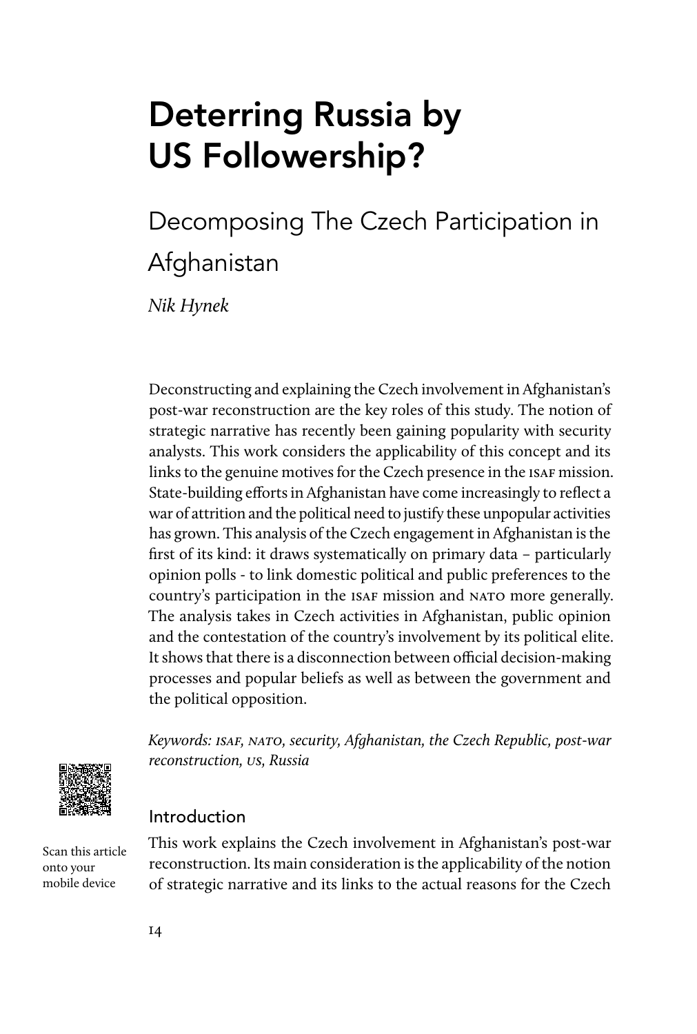# Deterring Russia by US Followership?

## Decomposing The Czech Participation in Afghanistan

*Nik Hynek*

Deconstructing and explaining the Czech involvement in Afghanistan's post-war reconstruction are the key roles of this study. The notion of strategic narrative has recently been gaining popularity with security analysts. This work considers the applicability of this concept and its links to the genuine motives for the Czech presence in the ISAF mission. State-building efforts in Afghanistan have come increasingly to reflect a war of attrition and the political need to justify these unpopular activities has grown. This analysis of the Czech engagement in Afghanistan is the first of its kind: it draws systematically on primary data – particularly opinion polls - to link domestic political and public preferences to the country's participation in the ISAF mission and NATO more generally. The analysis takes in Czech activities in Afghanistan, public opinion and the contestation of the country's involvement by its political elite. It shows that there is a disconnection between official decision-making processes and popular beliefs as well as between the government and the political opposition.

*Keywords: ISAF, NATO, security, Afghanistan, the Czech Republic, post-war reconstruction, US, Russia*

Scan this article onto your mobile device

### Introduction

This work explains the Czech involvement in Afghanistan's post-war reconstruction. Its main consideration is the applicability of the notion of strategic narrative and its links to the actual reasons for the Czech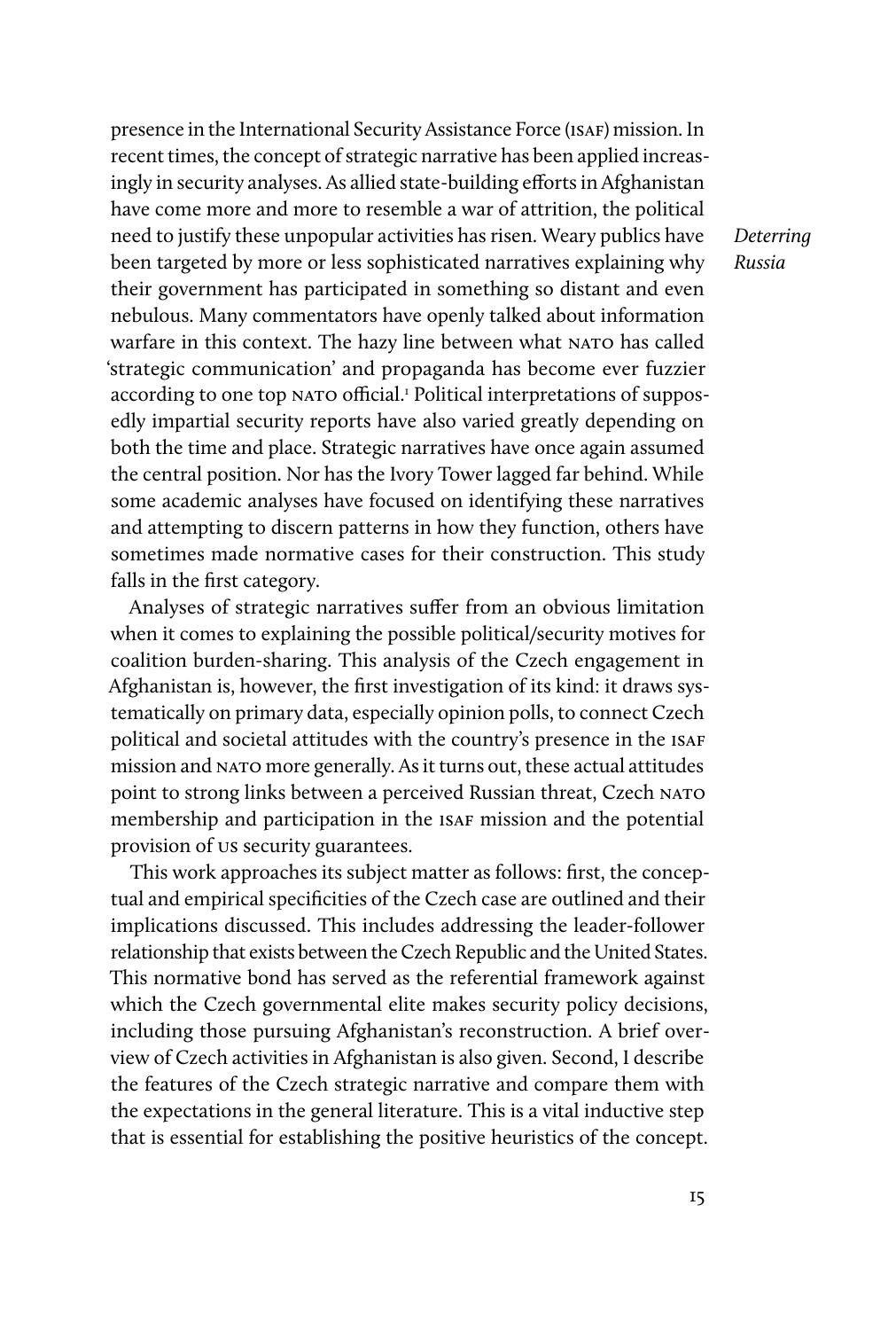presence in the International Security Assistance Force (ISAF) mission. In recent times, the concept of strategic narrative has been applied increasingly in security analyses. As allied state-building efforts in Afghanistan have come more and more to resemble a war of attrition, the political need to justify these unpopular activities has risen. Weary publics have been targeted by more or less sophisticated narratives explaining why their government has participated in something so distant and even nebulous. Many commentators have openly talked about information warfare in this context. The hazy line between what NATO has called 'strategic communication' and propaganda has become ever fuzzier according to one top NATO official.[1] Political interpretations of supposedly impartial security reports have also varied greatly depending on both the time and place. Strategic narratives have once again assumed the central position. Nor has the Ivory Tower lagged far behind. While some academic analyses have focused on identifying these narratives and attempting to discern patterns in how they function, others have sometimes made normative cases for their construction. This study falls in the first category.

Analyses of strategic narratives suffer from an obvious limitation when it comes to explaining the possible political/security motives for coalition burden-sharing. This analysis of the Czech engagement in Afghanistan is, however, the first investigation of its kind: it draws systematically on primary data, especially opinion polls, to connect Czech political and societal attitudes with the country's presence in the ISAF mission and NATO more generally. As it turns out, these actual attitudes point to strong links between a perceived Russian threat, Czech NATO membership and participation in the ISAF mission and the potential provision of US security guarantees.

This work approaches its subject matter as follows: first, the conceptual and empirical specificities of the Czech case are outlined and their implications discussed. This includes addressing the leader-follower relationship that exists between the Czech Republic and the United States. This normative bond has served as the referential framework against which the Czech governmental elite makes security policy decisions, including those pursuing Afghanistan's reconstruction. A brief overview of Czech activities in Afghanistan is also given. Second, I describe the features of the Czech strategic narrative and compare them with the expectations in the general literature. This is a vital inductive step that is essential for establishing the positive heuristics of the concept.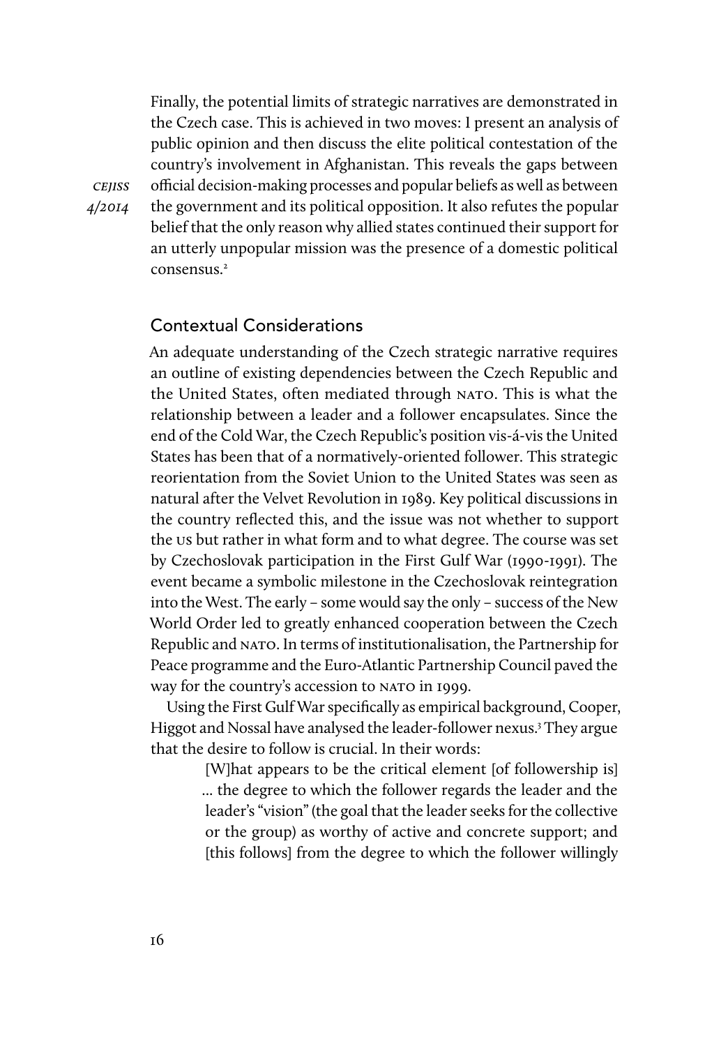Finally, the potential limits of strategic narratives are demonstrated in the Czech case. This is achieved in two moves: I present an analysis of public opinion and then discuss the elite political contestation of the country's involvement in Afghanistan. This reveals the gaps between official decision-making processes and popular beliefs as well as between the government and its political opposition. It also refutes the popular belief that the only reason why allied states continued their support for an utterly unpopular mission was the presence of a domestic political consensus.[2]

## Contextual Considerations

An adequate understanding of the Czech strategic narrative requires an outline of existing dependencies between the Czech Republic and the United States, often mediated through NATO. This is what the relationship between a leader and a follower encapsulates. Since the end of the Cold War, the Czech Republic's position vis-á-vis the United States has been that of a normatively-oriented follower. This strategic reorientation from the Soviet Union to the United States was seen as natural after the Velvet Revolution in 1989. Key political discussions in the country reflected this, and the issue was not whether to support the US but rather in what form and to what degree. The course was set by Czechoslovak participation in the First Gulf War (1990-1991). The event became a symbolic milestone in the Czechoslovak reintegration into the West. The early – some would say the only – success of the New World Order led to greatly enhanced cooperation between the Czech Republic and NATO. In terms of institutionalisation, the Partnership for Peace programme and the Euro-Atlantic Partnership Council paved the way for the country's accession to NATO in 1999.

Using the First Gulf War specifically as empirical background, Cooper, Higgot and Nossal have analysed the leader-follower nexus.[3] They argue that the desire to follow is crucial. In their words:

> [W]hat appears to be the critical element [of followership is] … the degree to which the follower regards the leader and the leader's "vision" (the goal that the leader seeks for the collective or the group) as worthy of active and concrete support; and [this follows] from the degree to which the follower willingly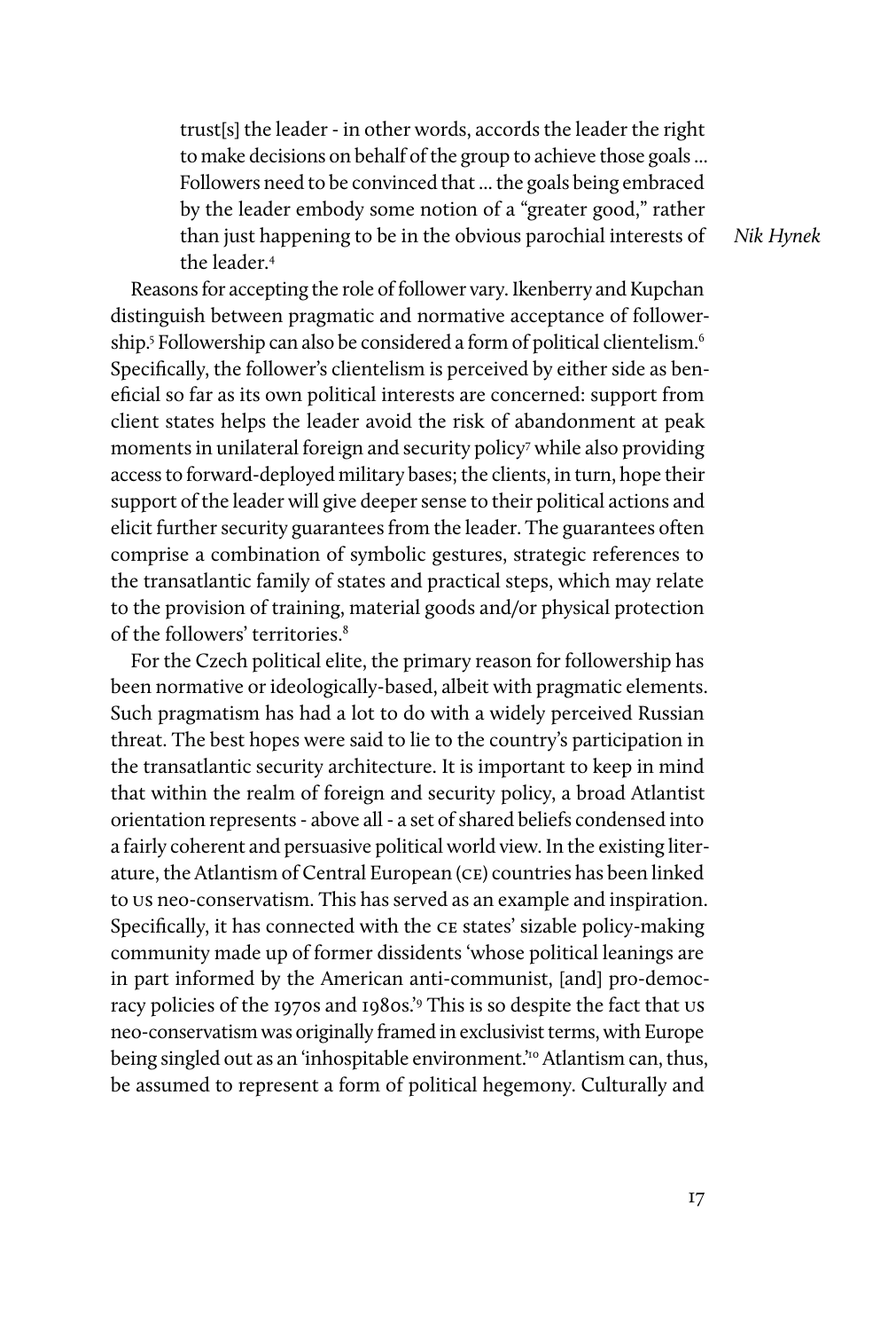> trust[s] the leader - in other words, accords the leader the right to make decisions on behalf of the group to achieve those goals ... Followers need to be convinced that ... the goals being embraced by the leader embody some notion of a "greater good," rather than just happening to be in the obvious parochial interests of the leader.[4]

Reasons for accepting the role of follower vary. Ikenberry and Kupchan distinguish between pragmatic and normative acceptance of followership.[5] Followership can also be considered a form of political clientelism.[6] Specifically, the follower's clientelism is perceived by either side as beneficial so far as its own political interests are concerned: support from client states helps the leader avoid the risk of abandonment at peak moments in unilateral foreign and security policy[7] while also providing access to forward-deployed military bases; the clients, in turn, hope their support of the leader will give deeper sense to their political actions and elicit further security guarantees from the leader. The guarantees often comprise a combination of symbolic gestures, strategic references to the transatlantic family of states and practical steps, which may relate to the provision of training, material goods and/or physical protection of the followers' territories.[8]

For the Czech political elite, the primary reason for followership has been normative or ideologically-based, albeit with pragmatic elements. Such pragmatism has had a lot to do with a widely perceived Russian threat. The best hopes were said to lie to the country's participation in the transatlantic security architecture. It is important to keep in mind that within the realm of foreign and security policy, a broad Atlantist orientation represents - above all - a set of shared beliefs condensed into a fairly coherent and persuasive political world view. In the existing literature, the Atlantism of Central European (CE) countries has been linked to US neo-conservatism. This has served as an example and inspiration. Specifically, it has connected with the CE states' sizable policy-making community made up of former dissidents 'whose political leanings are in part informed by the American anti-communist, [and] pro-democracy policies of the 1970s and 1980s.'[9] This is so despite the fact that US neo-conservatism was originally framed in exclusivist terms, with Europe being singled out as an 'inhospitable environment.'[10] Atlantism can, thus, be assumed to represent a form of political hegemony. Culturally and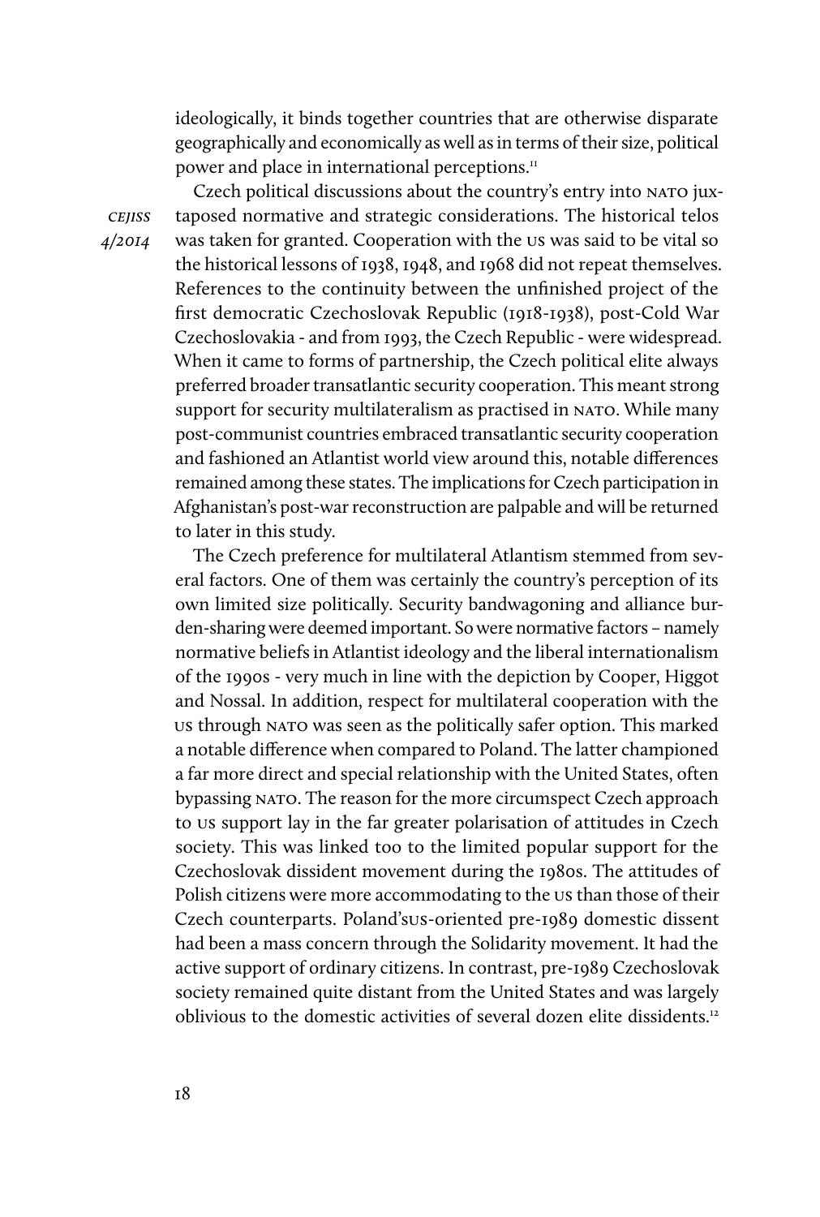ideologically, it binds together countries that are otherwise disparate geographically and economically as well as in terms of their size, political power and place in international perceptions.[11]

Czech political discussions about the country's entry into NATO juxtaposed normative and strategic considerations. The historical telos was taken for granted. Cooperation with the US was said to be vital so the historical lessons of 1938, 1948, and 1968 did not repeat themselves. References to the continuity between the unfinished project of the first democratic Czechoslovak Republic (1918-1938), post-Cold War Czechoslovakia - and from 1993, the Czech Republic - were widespread. When it came to forms of partnership, the Czech political elite always preferred broader transatlantic security cooperation. This meant strong support for security multilateralism as practised in NATO. While many post-communist countries embraced transatlantic security cooperation and fashioned an Atlantist world view around this, notable differences remained among these states. The implications for Czech participation in Afghanistan's post-war reconstruction are palpable and will be returned to later in this study.

The Czech preference for multilateral Atlantism stemmed from several factors. One of them was certainly the country's perception of its own limited size politically. Security bandwagoning and alliance burden-sharing were deemed important. So were normative factors – namely normative beliefs in Atlantist ideology and the liberal internationalism of the 1990s - very much in line with the depiction by Cooper, Higgot and Nossal. In addition, respect for multilateral cooperation with the US through NATO was seen as the politically safer option. This marked a notable difference when compared to Poland. The latter championed a far more direct and special relationship with the United States, often bypassing NATO. The reason for the more circumspect Czech approach to US support lay in the far greater polarisation of attitudes in Czech society. This was linked too to the limited popular support for the Czechoslovak dissident movement during the 1980s. The attitudes of Polish citizens were more accommodating to the US than those of their Czech counterparts. Poland'sUS-oriented pre-1989 domestic dissent had been a mass concern through the Solidarity movement. It had the active support of ordinary citizens. In contrast, pre-1989 Czechoslovak society remained quite distant from the United States and was largely oblivious to the domestic activities of several dozen elite dissidents.[12]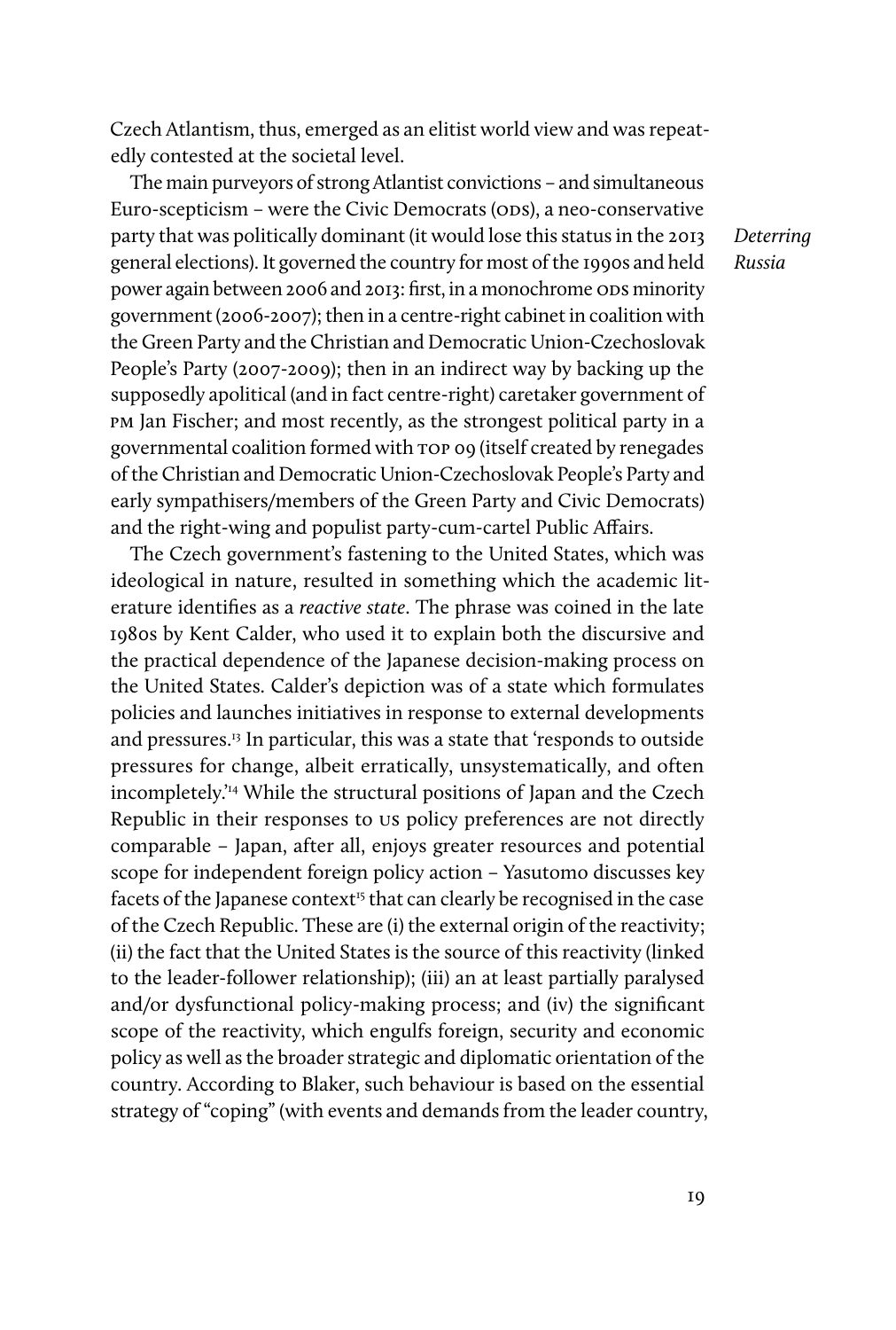Czech Atlantism, thus, emerged as an elitist world view and was repeatedly contested at the societal level.

The main purveyors of strong Atlantist convictions – and simultaneous Euro-scepticism – were the Civic Democrats (ODS), a neo-conservative party that was politically dominant (it would lose this status in the 2013 general elections). It governed the country for most of the 1990s and held power again between 2006 and 2013: first, in a monochrome ODS minority government (2006-2007); then in a centre-right cabinet in coalition with the Green Party and the Christian and Democratic Union-Czechoslovak People's Party (2007-2009); then in an indirect way by backing up the supposedly apolitical (and in fact centre-right) caretaker government of PM Jan Fischer; and most recently, as the strongest political party in a governmental coalition formed with TOP 09 (itself created by renegades of the Christian and Democratic Union-Czechoslovak People's Party and early sympathisers/members of the Green Party and Civic Democrats) and the right-wing and populist party-cum-cartel Public Affairs.

The Czech government's fastening to the United States, which was ideological in nature, resulted in something which the academic literature identifies as a *reactive state*. The phrase was coined in the late 1980s by Kent Calder, who used it to explain both the discursive and the practical dependence of the Japanese decision-making process on the United States. Calder's depiction was of a state which formulates policies and launches initiatives in response to external developments and pressures.[13] In particular, this was a state that 'responds to outside pressures for change, albeit erratically, unsystematically, and often incompletely.'[14] While the structural positions of Japan and the Czech Republic in their responses to US policy preferences are not directly comparable – Japan, after all, enjoys greater resources and potential scope for independent foreign policy action – Yasutomo discusses key facets of the Japanese context[15] that can clearly be recognised in the case of the Czech Republic. These are (i) the external origin of the reactivity; (ii) the fact that the United States is the source of this reactivity (linked to the leader-follower relationship); (iii) an at least partially paralysed and/or dysfunctional policy-making process; and (iv) the significant scope of the reactivity, which engulfs foreign, security and economic policy as well as the broader strategic and diplomatic orientation of the country. According to Blaker, such behaviour is based on the essential strategy of "coping" (with events and demands from the leader country,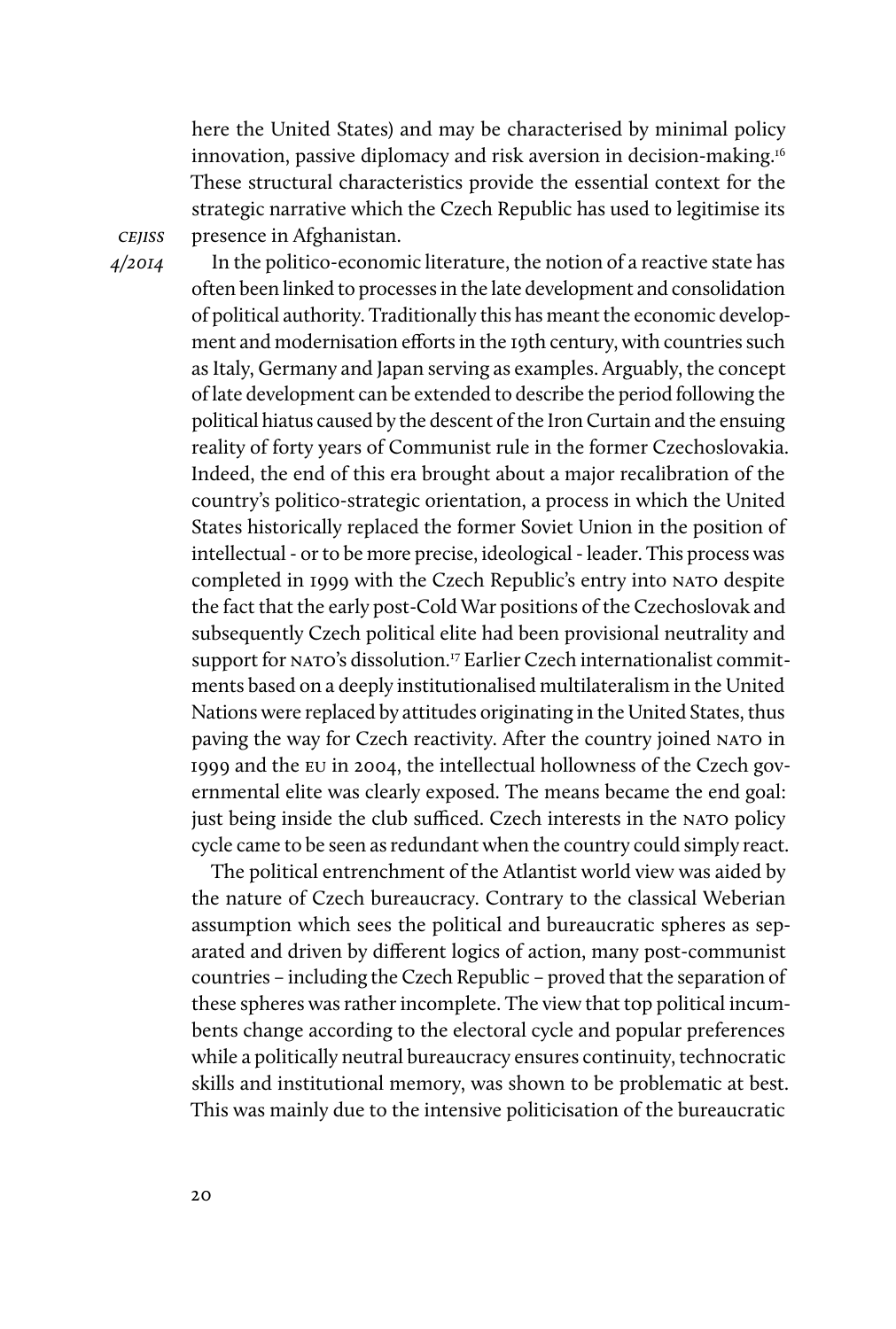here the United States) and may be characterised by minimal policy innovation, passive diplomacy and risk aversion in decision-making.[16] These structural characteristics provide the essential context for the strategic narrative which the Czech Republic has used to legitimise its presence in Afghanistan.

In the politico-economic literature, the notion of a reactive state has often been linked to processes in the late development and consolidation of political authority. Traditionally this has meant the economic development and modernisation efforts in the 19th century, with countries such as Italy, Germany and Japan serving as examples. Arguably, the concept of late development can be extended to describe the period following the political hiatus caused by the descent of the Iron Curtain and the ensuing reality of forty years of Communist rule in the former Czechoslovakia. Indeed, the end of this era brought about a major recalibration of the country's politico-strategic orientation, a process in which the United States historically replaced the former Soviet Union in the position of intellectual - or to be more precise, ideological - leader. This process was completed in 1999 with the Czech Republic's entry into NATO despite the fact that the early post-Cold War positions of the Czechoslovak and subsequently Czech political elite had been provisional neutrality and support for NATO's dissolution.[17] Earlier Czech internationalist commitments based on a deeply institutionalised multilateralism in the United Nations were replaced by attitudes originating in the United States, thus paving the way for Czech reactivity. After the country joined NATO in 1999 and the EU in 2004, the intellectual hollowness of the Czech governmental elite was clearly exposed. The means became the end goal: just being inside the club sufficed. Czech interests in the NATO policy cycle came to be seen as redundant when the country could simply react.

The political entrenchment of the Atlantist world view was aided by the nature of Czech bureaucracy. Contrary to the classical Weberian assumption which sees the political and bureaucratic spheres as separated and driven by different logics of action, many post-communist countries – including the Czech Republic – proved that the separation of these spheres was rather incomplete. The view that top political incumbents change according to the electoral cycle and popular preferences while a politically neutral bureaucracy ensures continuity, technocratic skills and institutional memory, was shown to be problematic at best. This was mainly due to the intensive politicisation of the bureaucratic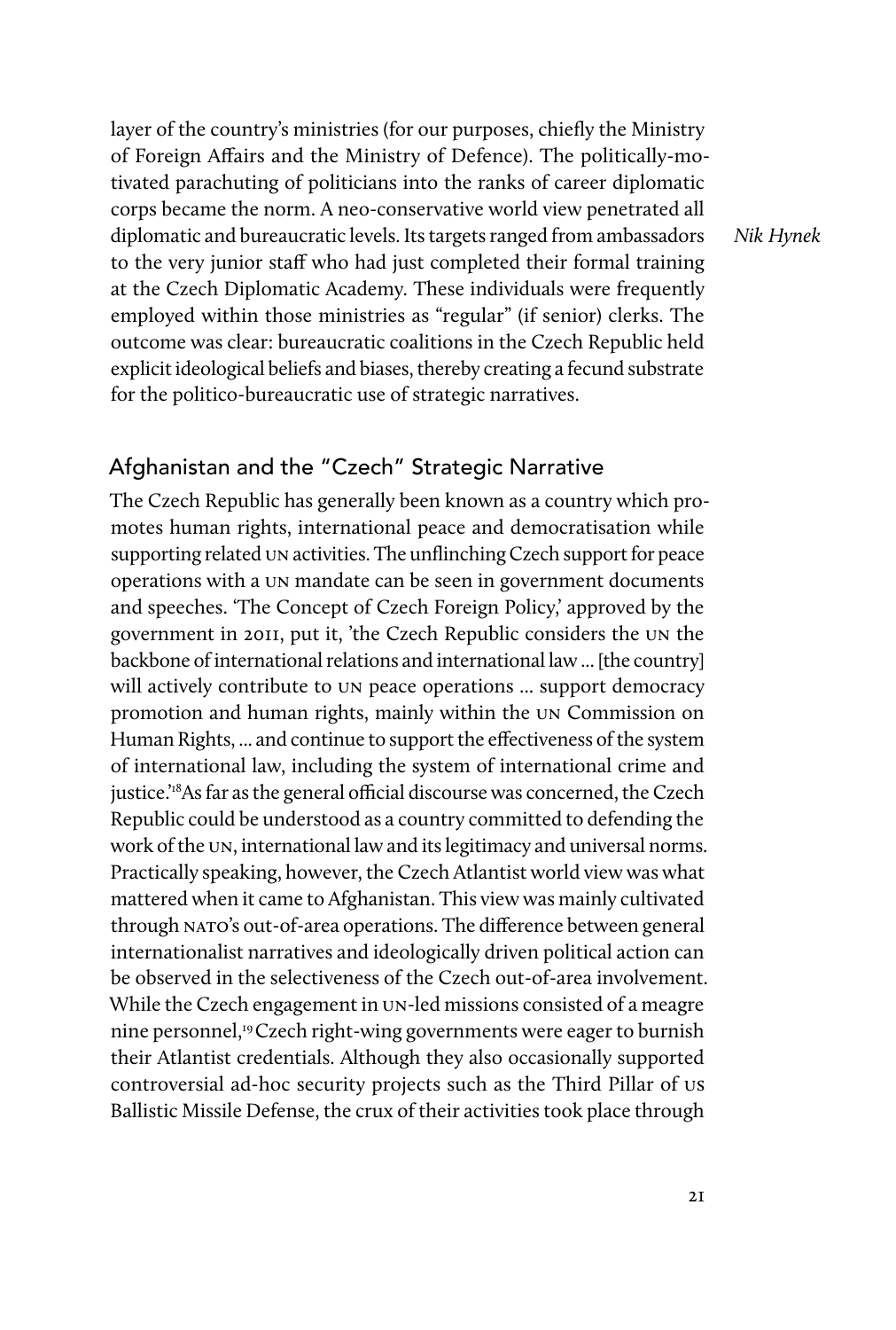layer of the country's ministries (for our purposes, chiefly the Ministry of Foreign Affairs and the Ministry of Defence). The politically-motivated parachuting of politicians into the ranks of career diplomatic corps became the norm. A neo-conservative world view penetrated all diplomatic and bureaucratic levels. Its targets ranged from ambassadors to the very junior staff who had just completed their formal training at the Czech Diplomatic Academy. These individuals were frequently employed within those ministries as "regular" (if senior) clerks. The outcome was clear: bureaucratic coalitions in the Czech Republic held explicit ideological beliefs and biases, thereby creating a fecund substrate for the politico-bureaucratic use of strategic narratives.

## Afghanistan and the "Czech" Strategic Narrative

The Czech Republic has generally been known as a country which promotes human rights, international peace and democratisation while supporting related UN activities. The unflinching Czech support for peace operations with a UN mandate can be seen in government documents and speeches. 'The Concept of Czech Foreign Policy,' approved by the government in 2011, put it, 'the Czech Republic considers the UN the backbone of international relations and international law ... [the country] will actively contribute to UN peace operations ... support democracy promotion and human rights, mainly within the UN Commission on Human Rights, ... and continue to support the effectiveness of the system of international law, including the system of international crime and justice.'[18] As far as the general official discourse was concerned, the Czech Republic could be understood as a country committed to defending the work of the UN, international law and its legitimacy and universal norms. Practically speaking, however, the Czech Atlantist world view was what mattered when it came to Afghanistan. This view was mainly cultivated through NATO's out-of-area operations. The difference between general internationalist narratives and ideologically driven political action can be observed in the selectiveness of the Czech out-of-area involvement. While the Czech engagement in UN-led missions consisted of a meagre nine personnel,[19] Czech right-wing governments were eager to burnish their Atlantist credentials. Although they also occasionally supported controversial ad-hoc security projects such as the Third Pillar of US Ballistic Missile Defense, the crux of their activities took place through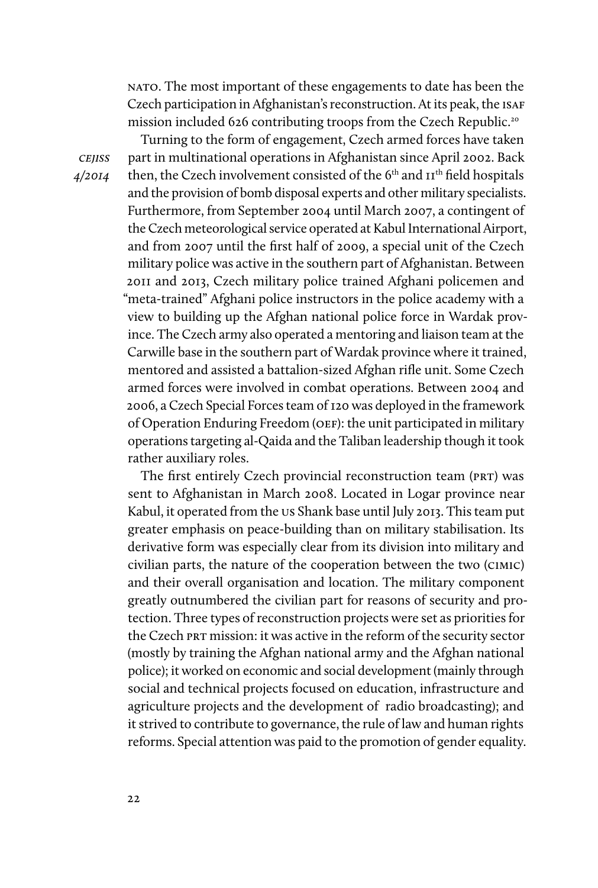NATO. The most important of these engagements to date has been the Czech participation in Afghanistan's reconstruction. At its peak, the ISAF mission included 626 contributing troops from the Czech Republic.[20]

Turning to the form of engagement, Czech armed forces have taken part in multinational operations in Afghanistan since April 2002. Back then, the Czech involvement consisted of the 6th and 11th field hospitals and the provision of bomb disposal experts and other military specialists. Furthermore, from September 2004 until March 2007, a contingent of the Czech meteorological service operated at Kabul International Airport, and from 2007 until the first half of 2009, a special unit of the Czech military police was active in the southern part of Afghanistan. Between 2011 and 2013, Czech military police trained Afghani policemen and "meta-trained" Afghani police instructors in the police academy with a view to building up the Afghan national police force in Wardak province. The Czech army also operated a mentoring and liaison team at the Carwille base in the southern part of Wardak province where it trained, mentored and assisted a battalion-sized Afghan rifle unit. Some Czech armed forces were involved in combat operations. Between 2004 and 2006, a Czech Special Forces team of 120 was deployed in the framework of Operation Enduring Freedom (OEF): the unit participated in military operations targeting al-Qaida and the Taliban leadership though it took rather auxiliary roles.

The first entirely Czech provincial reconstruction team (PRT) was sent to Afghanistan in March 2008. Located in Logar province near Kabul, it operated from the US Shank base until July 2013. This team put greater emphasis on peace-building than on military stabilisation. Its derivative form was especially clear from its division into military and civilian parts, the nature of the cooperation between the two (CIMIC) and their overall organisation and location. The military component greatly outnumbered the civilian part for reasons of security and protection. Three types of reconstruction projects were set as priorities for the Czech PRT mission: it was active in the reform of the security sector (mostly by training the Afghan national army and the Afghan national police); it worked on economic and social development (mainly through social and technical projects focused on education, infrastructure and agriculture projects and the development of radio broadcasting); and it strived to contribute to governance, the rule of law and human rights reforms. Special attention was paid to the promotion of gender equality.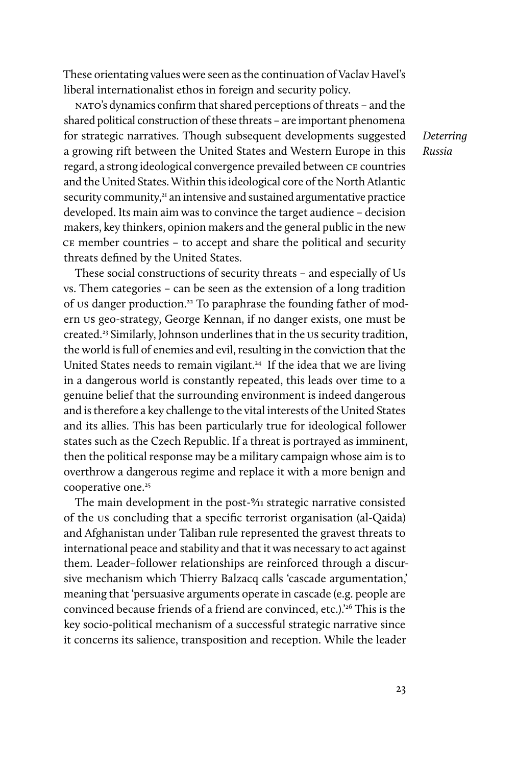These orientating values were seen as the continuation of Vaclav Havel's liberal internationalist ethos in foreign and security policy.

NATO's dynamics confirm that shared perceptions of threats – and the shared political construction of these threats – are important phenomena for strategic narratives. Though subsequent developments suggested a growing rift between the United States and Western Europe in this regard, a strong ideological convergence prevailed between CE countries and the United States. Within this ideological core of the North Atlantic security community,[21] an intensive and sustained argumentative practice developed. Its main aim was to convince the target audience – decision makers, key thinkers, opinion makers and the general public in the new CE member countries – to accept and share the political and security threats defined by the United States.

These social constructions of security threats – and especially of Us vs. Them categories – can be seen as the extension of a long tradition of US danger production.[22] To paraphrase the founding father of modern US geo-strategy, George Kennan, if no danger exists, one must be created.[23] Similarly, Johnson underlines that in the US security tradition, the world is full of enemies and evil, resulting in the conviction that the United States needs to remain vigilant.[24] If the idea that we are living in a dangerous world is constantly repeated, this leads over time to a genuine belief that the surrounding environment is indeed dangerous and is therefore a key challenge to the vital interests of the United States and its allies. This has been particularly true for ideological follower states such as the Czech Republic. If a threat is portrayed as imminent, then the political response may be a military campaign whose aim is to overthrow a dangerous regime and replace it with a more benign and cooperative one.[25]

The main development in the post-9/11 strategic narrative consisted of the US concluding that a specific terrorist organisation (al-Qaida) and Afghanistan under Taliban rule represented the gravest threats to international peace and stability and that it was necessary to act against them. Leader–follower relationships are reinforced through a discursive mechanism which Thierry Balzacq calls 'cascade argumentation,' meaning that 'persuasive arguments operate in cascade (e.g. people are convinced because friends of a friend are convinced, etc.).'[26] This is the key socio-political mechanism of a successful strategic narrative since it concerns its salience, transposition and reception. While the leader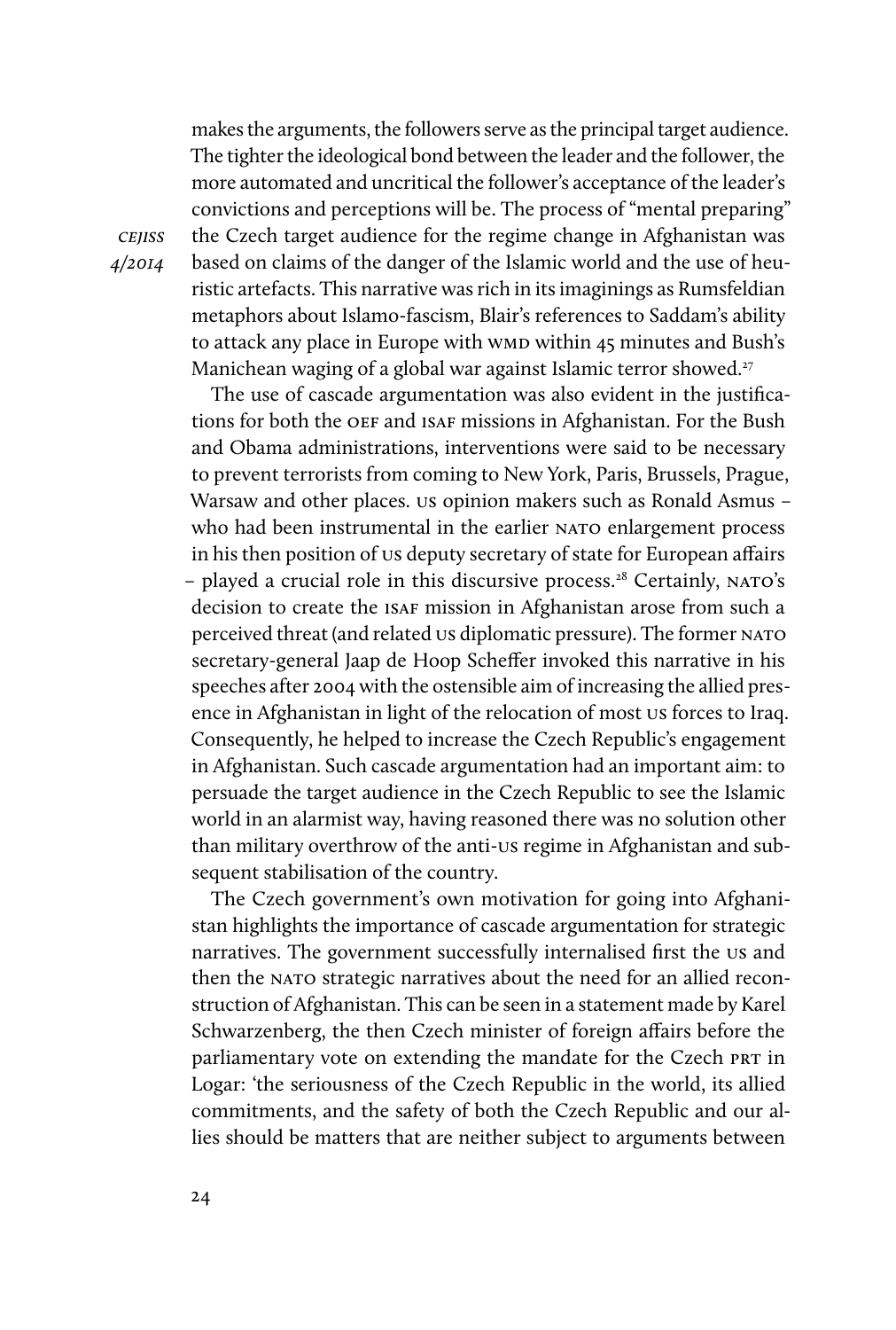makes the arguments, the followers serve as the principal target audience. The tighter the ideological bond between the leader and the follower, the more automated and uncritical the follower's acceptance of the leader's convictions and perceptions will be. The process of "mental preparing" the Czech target audience for the regime change in Afghanistan was based on claims of the danger of the Islamic world and the use of heuristic artefacts. This narrative was rich in its imaginings as Rumsfeldian metaphors about Islamo-fascism, Blair's references to Saddam's ability to attack any place in Europe with WMD within 45 minutes and Bush's Manichean waging of a global war against Islamic terror showed.[27]

The use of cascade argumentation was also evident in the justifications for both the OEF and ISAF missions in Afghanistan. For the Bush and Obama administrations, interventions were said to be necessary to prevent terrorists from coming to New York, Paris, Brussels, Prague, Warsaw and other places. US opinion makers such as Ronald Asmus – who had been instrumental in the earlier NATO enlargement process in his then position of US deputy secretary of state for European affairs – played a crucial role in this discursive process.[28] Certainly, NATO's decision to create the ISAF mission in Afghanistan arose from such a perceived threat (and related US diplomatic pressure). The former NATO secretary-general Jaap de Hoop Scheffer invoked this narrative in his speeches after 2004 with the ostensible aim of increasing the allied presence in Afghanistan in light of the relocation of most US forces to Iraq. Consequently, he helped to increase the Czech Republic's engagement in Afghanistan. Such cascade argumentation had an important aim: to persuade the target audience in the Czech Republic to see the Islamic world in an alarmist way, having reasoned there was no solution other than military overthrow of the anti-US regime in Afghanistan and subsequent stabilisation of the country.

The Czech government's own motivation for going into Afghanistan highlights the importance of cascade argumentation for strategic narratives. The government successfully internalised first the US and then the NATO strategic narratives about the need for an allied reconstruction of Afghanistan. This can be seen in a statement made by Karel Schwarzenberg, the then Czech minister of foreign affairs before the parliamentary vote on extending the mandate for the Czech PRT in Logar: 'the seriousness of the Czech Republic in the world, its allied commitments, and the safety of both the Czech Republic and our allies should be matters that are neither subject to arguments between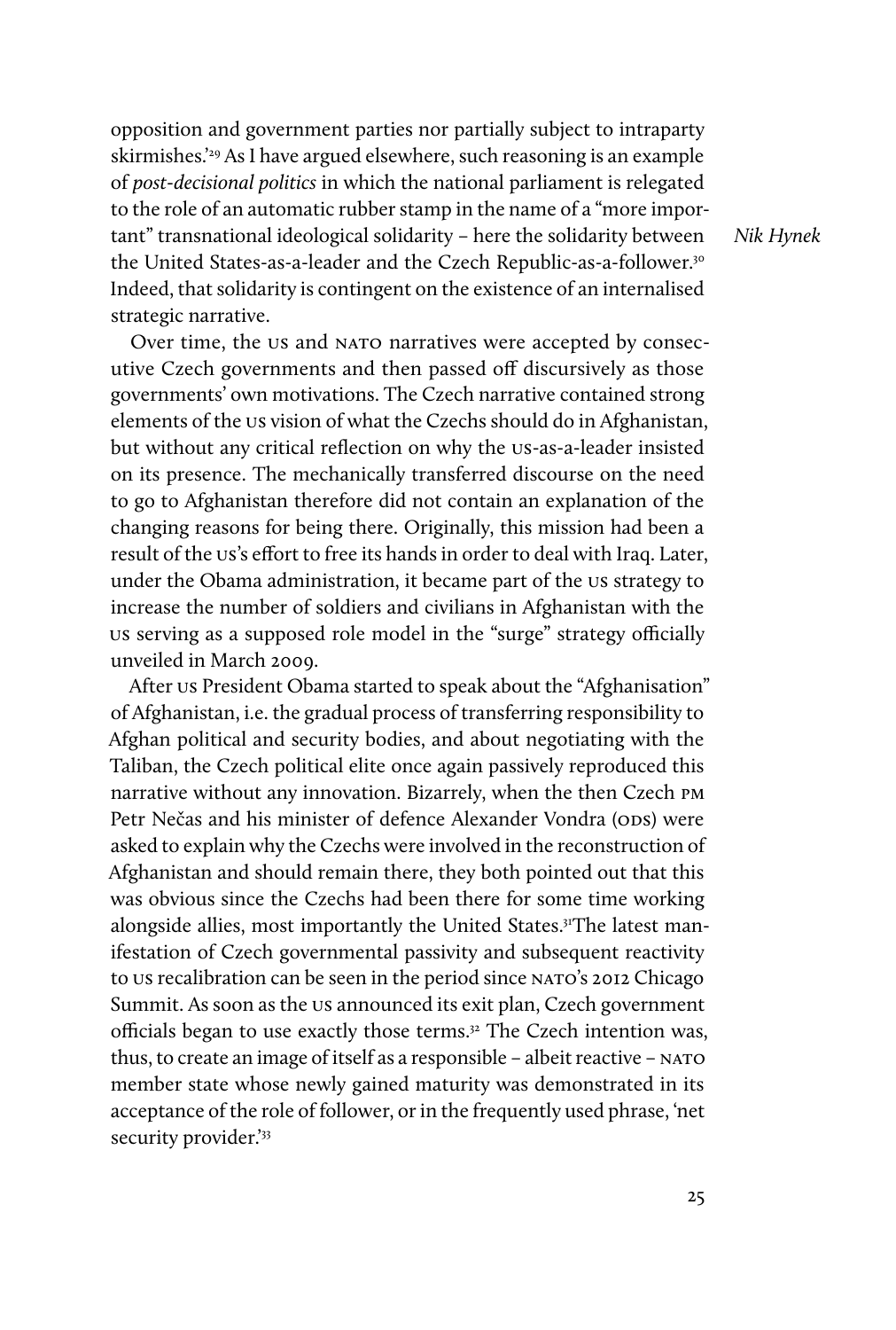opposition and government parties nor partially subject to intraparty skirmishes.'[29] As I have argued elsewhere, such reasoning is an example of *post-decisional politics* in which the national parliament is relegated to the role of an automatic rubber stamp in the name of a "more important" transnational ideological solidarity – here the solidarity between the United States-as-a-leader and the Czech Republic-as-a-follower.[30] Indeed, that solidarity is contingent on the existence of an internalised strategic narrative.

Over time, the US and NATO narratives were accepted by consecutive Czech governments and then passed off discursively as those governments' own motivations. The Czech narrative contained strong elements of the US vision of what the Czechs should do in Afghanistan, but without any critical reflection on why the US-as-a-leader insisted on its presence. The mechanically transferred discourse on the need to go to Afghanistan therefore did not contain an explanation of the changing reasons for being there. Originally, this mission had been a result of the US's effort to free its hands in order to deal with Iraq. Later, under the Obama administration, it became part of the US strategy to increase the number of soldiers and civilians in Afghanistan with the US serving as a supposed role model in the "surge" strategy officially unveiled in March 2009.

After US President Obama started to speak about the "Afghanisation" of Afghanistan, i.e. the gradual process of transferring responsibility to Afghan political and security bodies, and about negotiating with the Taliban, the Czech political elite once again passively reproduced this narrative without any innovation. Bizarrely, when the then Czech PM Petr Nečas and his minister of defence Alexander Vondra (ODS) were asked to explain why the Czechs were involved in the reconstruction of Afghanistan and should remain there, they both pointed out that this was obvious since the Czechs had been there for some time working alongside allies, most importantly the United States.[31] The latest manifestation of Czech governmental passivity and subsequent reactivity to US recalibration can be seen in the period since NATO's 2012 Chicago Summit. As soon as the US announced its exit plan, Czech government officials began to use exactly those terms.[32] The Czech intention was, thus, to create an image of itself as a responsible – albeit reactive – NATO member state whose newly gained maturity was demonstrated in its acceptance of the role of follower, or in the frequently used phrase, 'net security provider.'[33]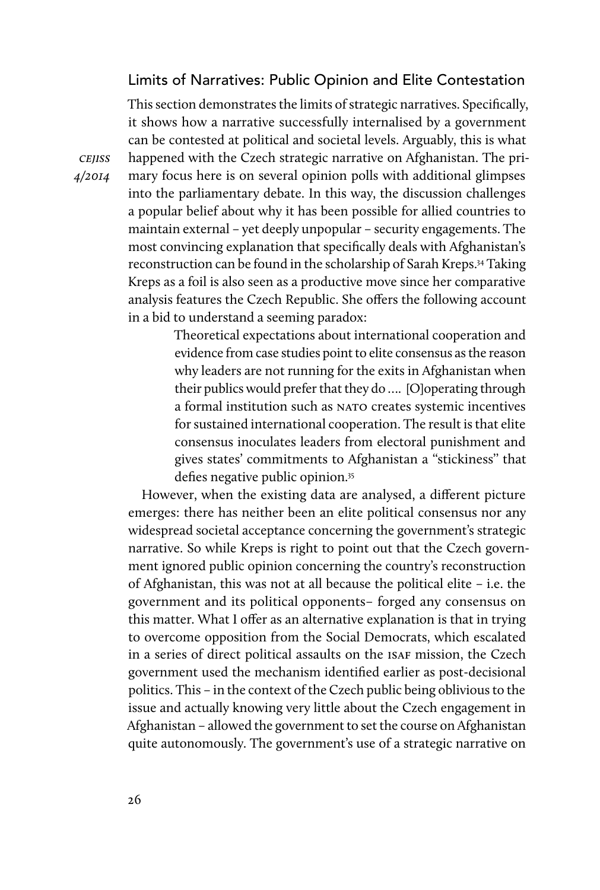## Limits of Narratives: Public Opinion and Elite Contestation

This section demonstrates the limits of strategic narratives. Specifically, it shows how a narrative successfully internalised by a government can be contested at political and societal levels. Arguably, this is what happened with the Czech strategic narrative on Afghanistan. The primary focus here is on several opinion polls with additional glimpses into the parliamentary debate. In this way, the discussion challenges a popular belief about why it has been possible for allied countries to maintain external – yet deeply unpopular – security engagements. The most convincing explanation that specifically deals with Afghanistan's reconstruction can be found in the scholarship of Sarah Kreps.[34] Taking Kreps as a foil is also seen as a productive move since her comparative analysis features the Czech Republic. She offers the following account in a bid to understand a seeming paradox:

> Theoretical expectations about international cooperation and evidence from case studies point to elite consensus as the reason why leaders are not running for the exits in Afghanistan when their publics would prefer that they do .... [O]operating through a formal institution such as NATO creates systemic incentives for sustained international cooperation. The result is that elite consensus inoculates leaders from electoral punishment and gives states' commitments to Afghanistan a "stickiness" that defies negative public opinion.[35]

However, when the existing data are analysed, a different picture emerges: there has neither been an elite political consensus nor any widespread societal acceptance concerning the government's strategic narrative. So while Kreps is right to point out that the Czech government ignored public opinion concerning the country's reconstruction of Afghanistan, this was not at all because the political elite – i.e. the government and its political opponents– forged any consensus on this matter. What I offer as an alternative explanation is that in trying to overcome opposition from the Social Democrats, which escalated in a series of direct political assaults on the ISAF mission, the Czech government used the mechanism identified earlier as post-decisional politics. This – in the context of the Czech public being oblivious to the issue and actually knowing very little about the Czech engagement in Afghanistan – allowed the government to set the course on Afghanistan quite autonomously. The government's use of a strategic narrative on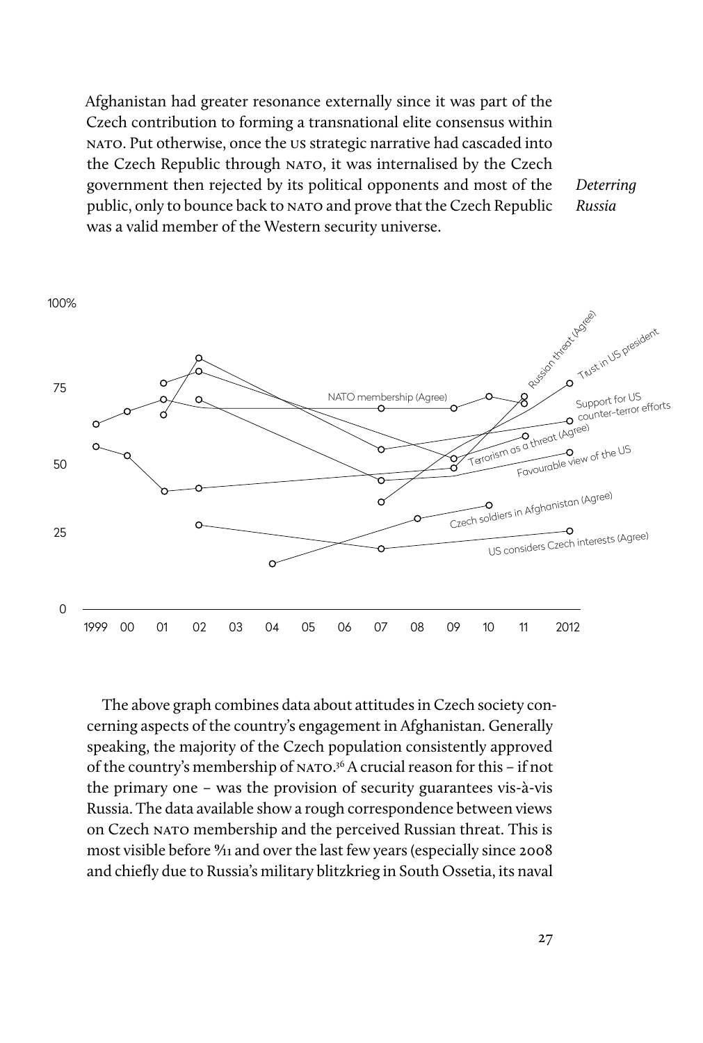Afghanistan had greater resonance externally since it was part of the Czech contribution to forming a transnational elite consensus within NATO. Put otherwise, once the US strategic narrative had cascaded into the Czech Republic through NATO, it was internalised by the Czech government then rejected by its political opponents and most of the public, only to bounce back to NATO and prove that the Czech Republic was a valid member of the Western security universe.

*Deterring Russia*

The above graph combines data about attitudes in Czech society concerning aspects of the country's engagement in Afghanistan. Generally speaking, the majority of the Czech population consistently approved of the country's membership of NATO.[36] A crucial reason for this – if not the primary one – was the provision of security guarantees vis-à-vis Russia. The data available show a rough correspondence between views on Czech NATO membership and the perceived Russian threat. This is most visible before 9/11 and over the last few years (especially since 2008 and chiefly due to Russia's military blitzkrieg in South Ossetia, its naval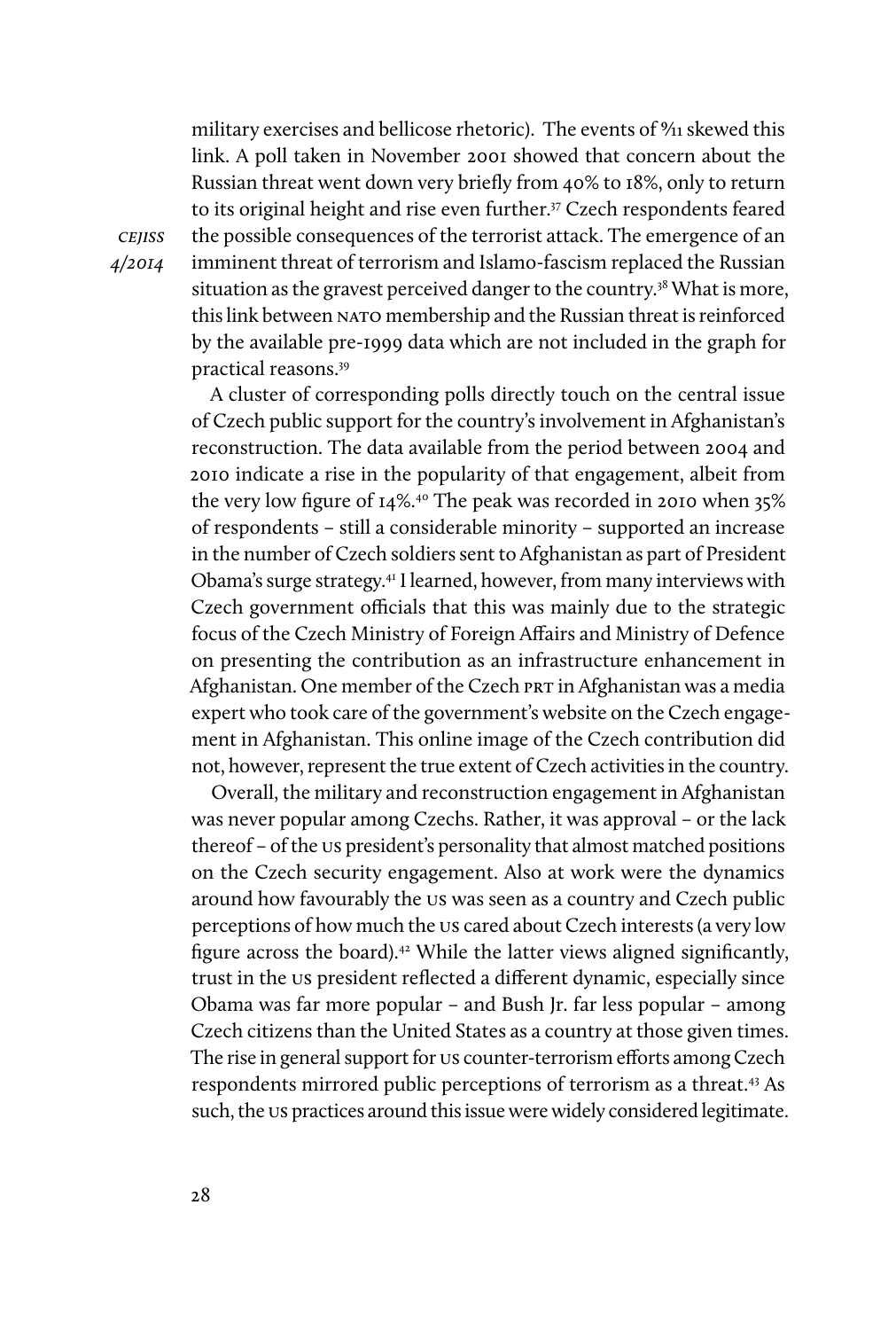military exercises and bellicose rhetoric). The events of 9/11 skewed this link. A poll taken in November 2001 showed that concern about the Russian threat went down very briefly from 40% to 18%, only to return to its original height and rise even further.[37] Czech respondents feared the possible consequences of the terrorist attack. The emergence of an imminent threat of terrorism and Islamo-fascism replaced the Russian situation as the gravest perceived danger to the country.[38] What is more, this link between NATO membership and the Russian threat is reinforced by the available pre-1999 data which are not included in the graph for practical reasons.[39]

A cluster of corresponding polls directly touch on the central issue of Czech public support for the country's involvement in Afghanistan's reconstruction. The data available from the period between 2004 and 2010 indicate a rise in the popularity of that engagement, albeit from the very low figure of 14%.[40] The peak was recorded in 2010 when 35% of respondents – still a considerable minority – supported an increase in the number of Czech soldiers sent to Afghanistan as part of President Obama's surge strategy.[41] I learned, however, from many interviews with Czech government officials that this was mainly due to the strategic focus of the Czech Ministry of Foreign Affairs and Ministry of Defence on presenting the contribution as an infrastructure enhancement in Afghanistan. One member of the Czech PRT in Afghanistan was a media expert who took care of the government's website on the Czech engagement in Afghanistan. This online image of the Czech contribution did not, however, represent the true extent of Czech activities in the country.

Overall, the military and reconstruction engagement in Afghanistan was never popular among Czechs. Rather, it was approval – or the lack thereof – of the US president's personality that almost matched positions on the Czech security engagement. Also at work were the dynamics around how favourably the US was seen as a country and Czech public perceptions of how much the US cared about Czech interests (a very low figure across the board).[42] While the latter views aligned significantly, trust in the US president reflected a different dynamic, especially since Obama was far more popular – and Bush Jr. far less popular – among Czech citizens than the United States as a country at those given times. The rise in general support for US counter-terrorism efforts among Czech respondents mirrored public perceptions of terrorism as a threat.[43] As such, the US practices around this issue were widely considered legitimate.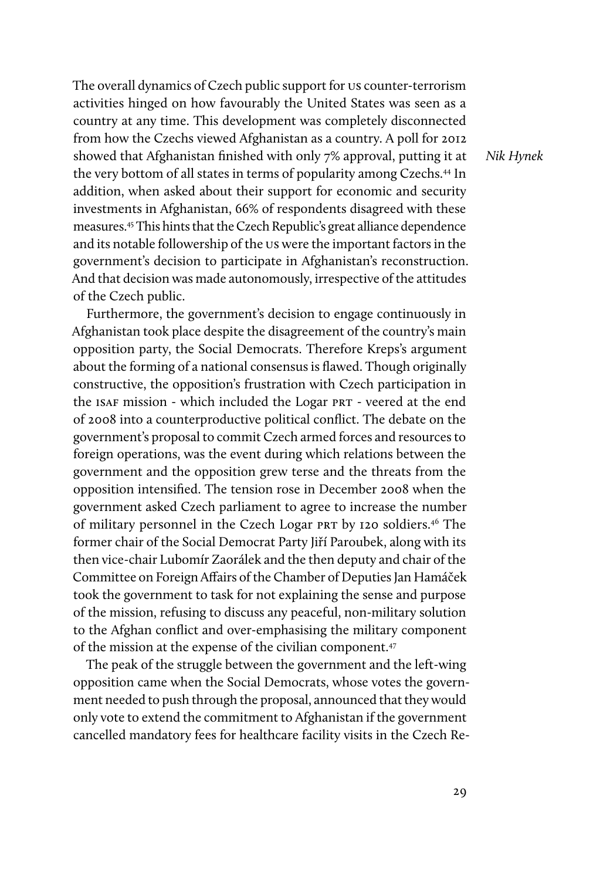The overall dynamics of Czech public support for US counter-terrorism activities hinged on how favourably the United States was seen as a country at any time. This development was completely disconnected from how the Czechs viewed Afghanistan as a country. A poll for 2012 showed that Afghanistan finished with only 7% approval, putting it at the very bottom of all states in terms of popularity among Czechs.[44] In addition, when asked about their support for economic and security investments in Afghanistan, 66% of respondents disagreed with these measures.[45] This hints that the Czech Republic's great alliance dependence and its notable followership of the US were the important factors in the government's decision to participate in Afghanistan's reconstruction. And that decision was made autonomously, irrespective of the attitudes of the Czech public.

Furthermore, the government's decision to engage continuously in Afghanistan took place despite the disagreement of the country's main opposition party, the Social Democrats. Therefore Kreps's argument about the forming of a national consensus is flawed. Though originally constructive, the opposition's frustration with Czech participation in the ISAF mission - which included the Logar PRT - veered at the end of 2008 into a counterproductive political conflict. The debate on the government's proposal to commit Czech armed forces and resources to foreign operations, was the event during which relations between the government and the opposition grew terse and the threats from the opposition intensified. The tension rose in December 2008 when the government asked Czech parliament to agree to increase the number of military personnel in the Czech Logar PRT by 120 soldiers.[46] The former chair of the Social Democrat Party Jiří Paroubek, along with its then vice-chair Lubomír Zaorálek and the then deputy and chair of the Committee on Foreign Affairs of the Chamber of Deputies Jan Hamáček took the government to task for not explaining the sense and purpose of the mission, refusing to discuss any peaceful, non-military solution to the Afghan conflict and over-emphasising the military component of the mission at the expense of the civilian component.[47]

The peak of the struggle between the government and the left-wing opposition came when the Social Democrats, whose votes the government needed to push through the proposal, announced that they would only vote to extend the commitment to Afghanistan if the government cancelled mandatory fees for healthcare facility visits in the Czech Re-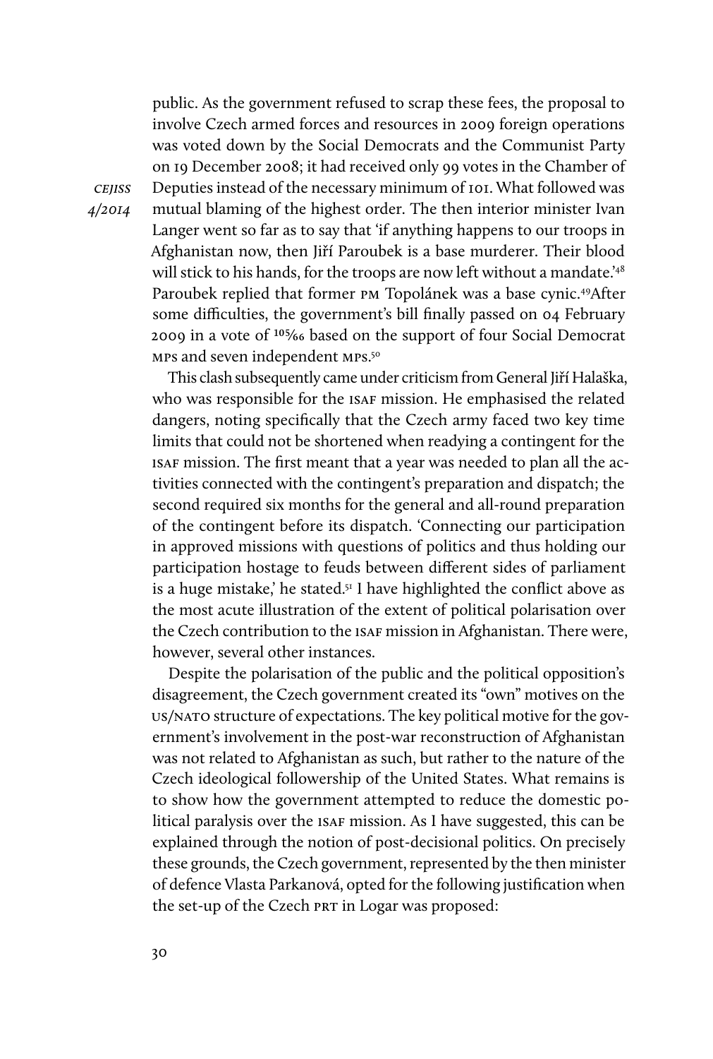public. As the government refused to scrap these fees, the proposal to involve Czech armed forces and resources in 2009 foreign operations was voted down by the Social Democrats and the Communist Party on 19 December 2008; it had received only 99 votes in the Chamber of Deputies instead of the necessary minimum of 101. What followed was mutual blaming of the highest order. The then interior minister Ivan Langer went so far as to say that 'if anything happens to our troops in Afghanistan now, then Jiří Paroubek is a base murderer. Their blood will stick to his hands, for the troops are now left without a mandate.'[48] Paroubek replied that former PM Topolánek was a base cynic.[49] After some difficulties, the government's bill finally passed on 04 February 2009 in a vote of 105/166 based on the support of four Social Democrat MPs and seven independent MPs.[50]

This clash subsequently came under criticism from General Jiří Halaška, who was responsible for the ISAF mission. He emphasised the related dangers, noting specifically that the Czech army faced two key time limits that could not be shortened when readying a contingent for the ISAF mission. The first meant that a year was needed to plan all the activities connected with the contingent's preparation and dispatch; the second required six months for the general and all-round preparation of the contingent before its dispatch. 'Connecting our participation in approved missions with questions of politics and thus holding our participation hostage to feuds between different sides of parliament is a huge mistake,' he stated.[51] I have highlighted the conflict above as the most acute illustration of the extent of political polarisation over the Czech contribution to the ISAF mission in Afghanistan. There were, however, several other instances.

Despite the polarisation of the public and the political opposition's disagreement, the Czech government created its "own" motives on the US/NATO structure of expectations. The key political motive for the government's involvement in the post-war reconstruction of Afghanistan was not related to Afghanistan as such, but rather to the nature of the Czech ideological followership of the United States. What remains is to show how the government attempted to reduce the domestic political paralysis over the ISAF mission. As I have suggested, this can be explained through the notion of post-decisional politics. On precisely these grounds, the Czech government, represented by the then minister of defence Vlasta Parkanová, opted for the following justification when the set-up of the Czech PRT in Logar was proposed: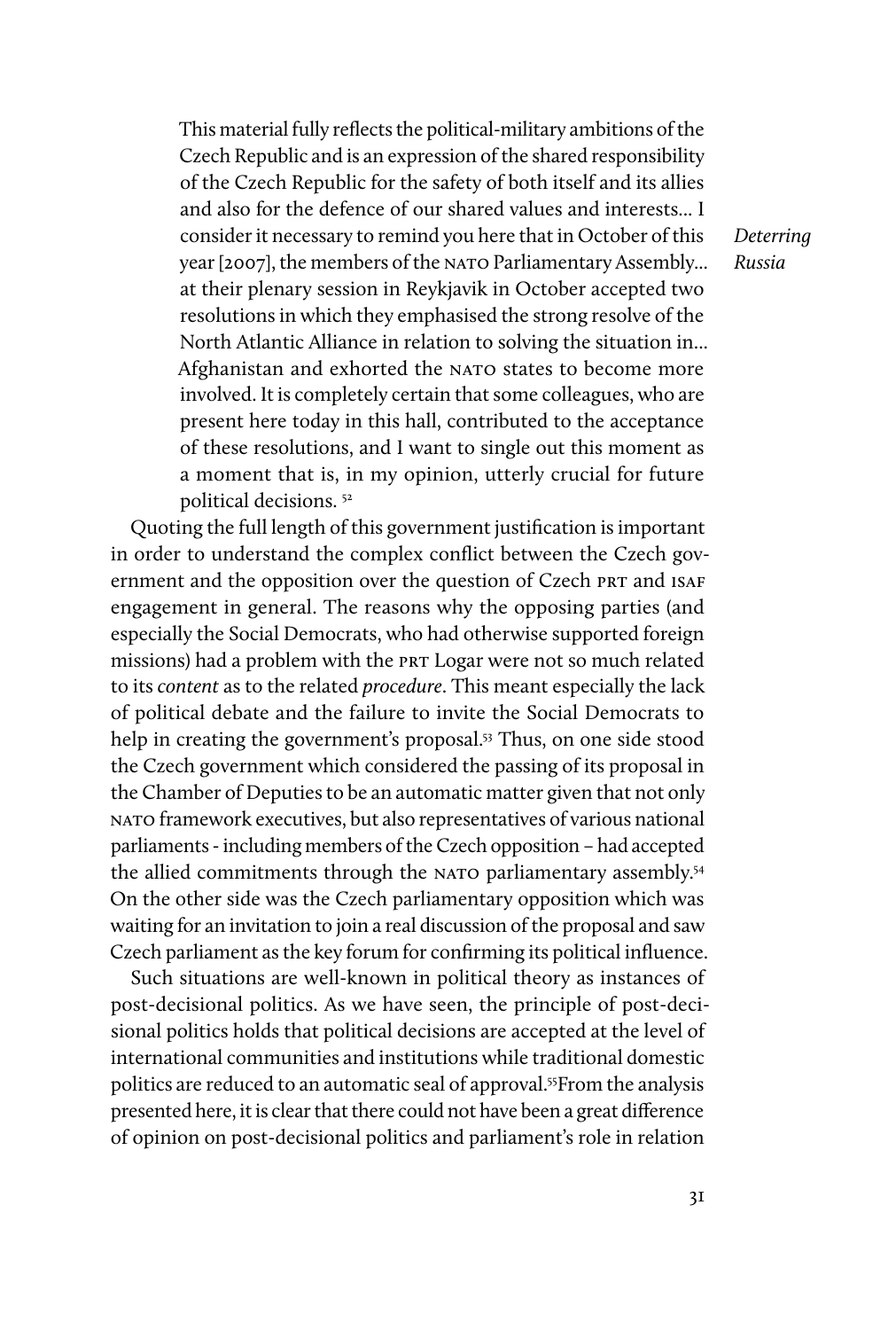> This material fully reflects the political-military ambitions of the Czech Republic and is an expression of the shared responsibility of the Czech Republic for the safety of both itself and its allies and also for the defence of our shared values and interests… I consider it necessary to remind you here that in October of this year [2007], the members of the NATO Parliamentary Assembly… at their plenary session in Reykjavik in October accepted two resolutions in which they emphasised the strong resolve of the North Atlantic Alliance in relation to solving the situation in… Afghanistan and exhorted the NATO states to become more involved. It is completely certain that some colleagues, who are present here today in this hall, contributed to the acceptance of these resolutions, and I want to single out this moment as a moment that is, in my opinion, utterly crucial for future political decisions. [52]

Quoting the full length of this government justification is important in order to understand the complex conflict between the Czech government and the opposition over the question of Czech PRT and ISAF engagement in general. The reasons why the opposing parties (and especially the Social Democrats, who had otherwise supported foreign missions) had a problem with the PRT Logar were not so much related to its *content* as to the related *procedure*. This meant especially the lack of political debate and the failure to invite the Social Democrats to help in creating the government's proposal.[53] Thus, on one side stood the Czech government which considered the passing of its proposal in the Chamber of Deputies to be an automatic matter given that not only NATO framework executives, but also representatives of various national parliaments - including members of the Czech opposition – had accepted the allied commitments through the NATO parliamentary assembly.[54] On the other side was the Czech parliamentary opposition which was waiting for an invitation to join a real discussion of the proposal and saw Czech parliament as the key forum for confirming its political influence.

Such situations are well-known in political theory as instances of post-decisional politics. As we have seen, the principle of post-decisional politics holds that political decisions are accepted at the level of international communities and institutions while traditional domestic politics are reduced to an automatic seal of approval.[55] From the analysis presented here, it is clear that there could not have been a great difference of opinion on post-decisional politics and parliament's role in relation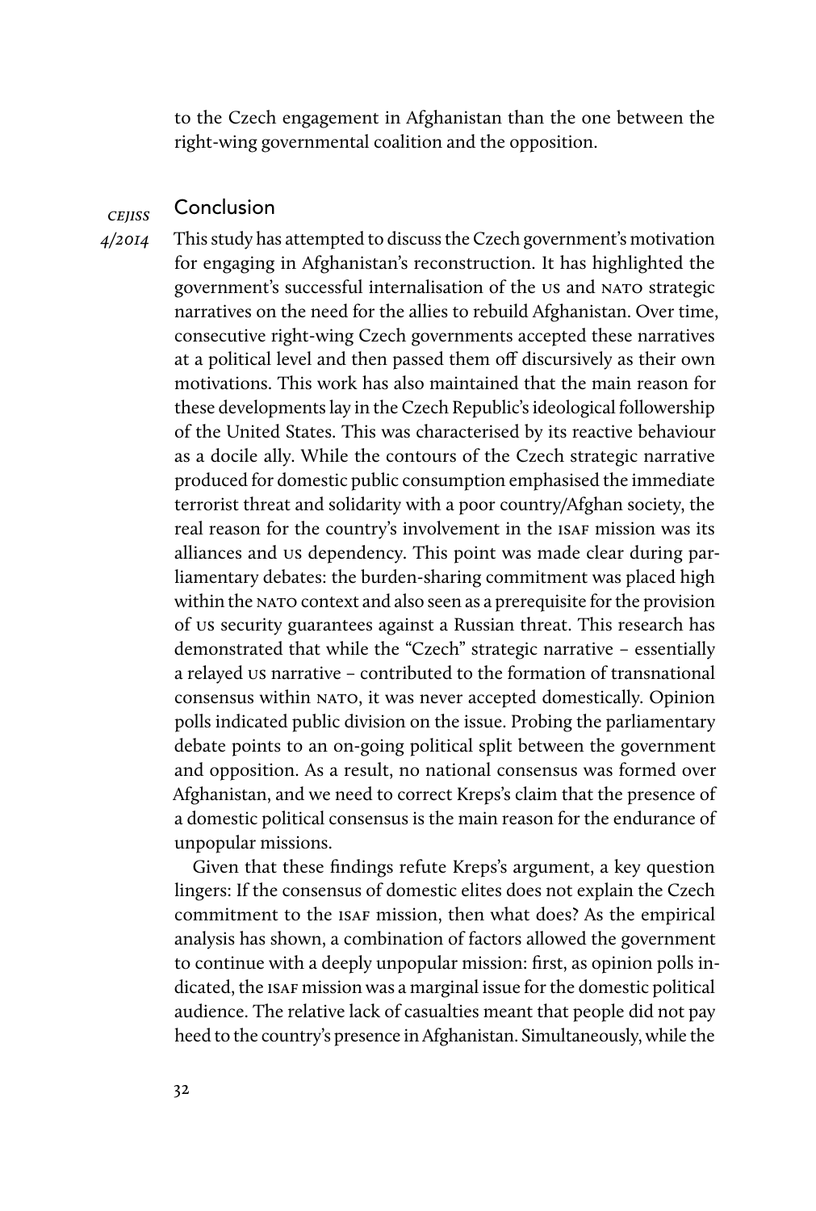to the Czech engagement in Afghanistan than the one between the right-wing governmental coalition and the opposition.

## Conclusion

This study has attempted to discuss the Czech government's motivation for engaging in Afghanistan's reconstruction. It has highlighted the government's successful internalisation of the US and NATO strategic narratives on the need for the allies to rebuild Afghanistan. Over time, consecutive right-wing Czech governments accepted these narratives at a political level and then passed them off discursively as their own motivations. This work has also maintained that the main reason for these developments lay in the Czech Republic's ideological followership of the United States. This was characterised by its reactive behaviour as a docile ally. While the contours of the Czech strategic narrative produced for domestic public consumption emphasised the immediate terrorist threat and solidarity with a poor country/Afghan society, the real reason for the country's involvement in the ISAF mission was its alliances and US dependency. This point was made clear during parliamentary debates: the burden-sharing commitment was placed high within the NATO context and also seen as a prerequisite for the provision of US security guarantees against a Russian threat. This research has demonstrated that while the "Czech" strategic narrative – essentially a relayed US narrative – contributed to the formation of transnational consensus within NATO, it was never accepted domestically. Opinion polls indicated public division on the issue. Probing the parliamentary debate points to an on-going political split between the government and opposition. As a result, no national consensus was formed over Afghanistan, and we need to correct Kreps's claim that the presence of a domestic political consensus is the main reason for the endurance of unpopular missions.

Given that these findings refute Kreps's argument, a key question lingers: If the consensus of domestic elites does not explain the Czech commitment to the ISAF mission, then what does? As the empirical analysis has shown, a combination of factors allowed the government to continue with a deeply unpopular mission: first, as opinion polls indicated, the ISAF mission was a marginal issue for the domestic political audience. The relative lack of casualties meant that people did not pay heed to the country's presence in Afghanistan. Simultaneously, while the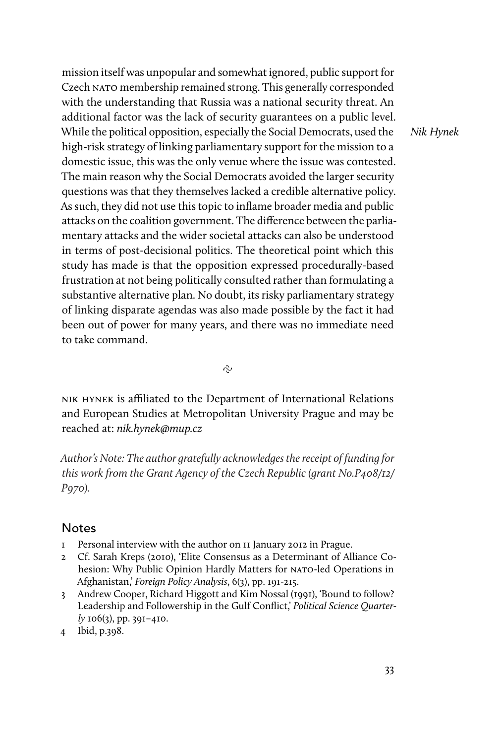mission itself was unpopular and somewhat ignored, public support for Czech NATO membership remained strong. This generally corresponded with the understanding that Russia was a national security threat. An additional factor was the lack of security guarantees on a public level. While the political opposition, especially the Social Democrats, used the high-risk strategy of linking parliamentary support for the mission to a domestic issue, this was the only venue where the issue was contested. The main reason why the Social Democrats avoided the larger security questions was that they themselves lacked a credible alternative policy. As such, they did not use this topic to inflame broader media and public attacks on the coalition government. The difference between the parliamentary attacks and the wider societal attacks can also be understood in terms of post-decisional politics. The theoretical point which this study has made is that the opposition expressed procedurally-based frustration at not being politically consulted rather than formulating a substantive alternative plan. No doubt, its risky parliamentary strategy of linking disparate agendas was also made possible by the fact it had been out of power for many years, and there was no immediate need to take command.

NIK HYNEK is affiliated to the Department of International Relations and European Studies at Metropolitan University Prague and may be reached at: *nik.hynek@mup.cz*

*Author's Note: The author gratefully acknowledges the receipt of funding for this work from the Grant Agency of the Czech Republic (grant No.P408/12/P970).*

## Notes

1. Personal interview with the author on 11 January 2012 in Prague.
2. Cf. Sarah Kreps (2010), 'Elite Consensus as a Determinant of Alliance Cohesion: Why Public Opinion Hardly Matters for NATO-led Operations in Afghanistan,' *Foreign Policy Analysis*, 6(3), pp. 191-215.
3. Andrew Cooper, Richard Higgott and Kim Nossal (1991), 'Bound to follow? Leadership and Followership in the Gulf Conflict,' *Political Science Quarterly* 106(3), pp. 391–410.
4. Ibid, p.398.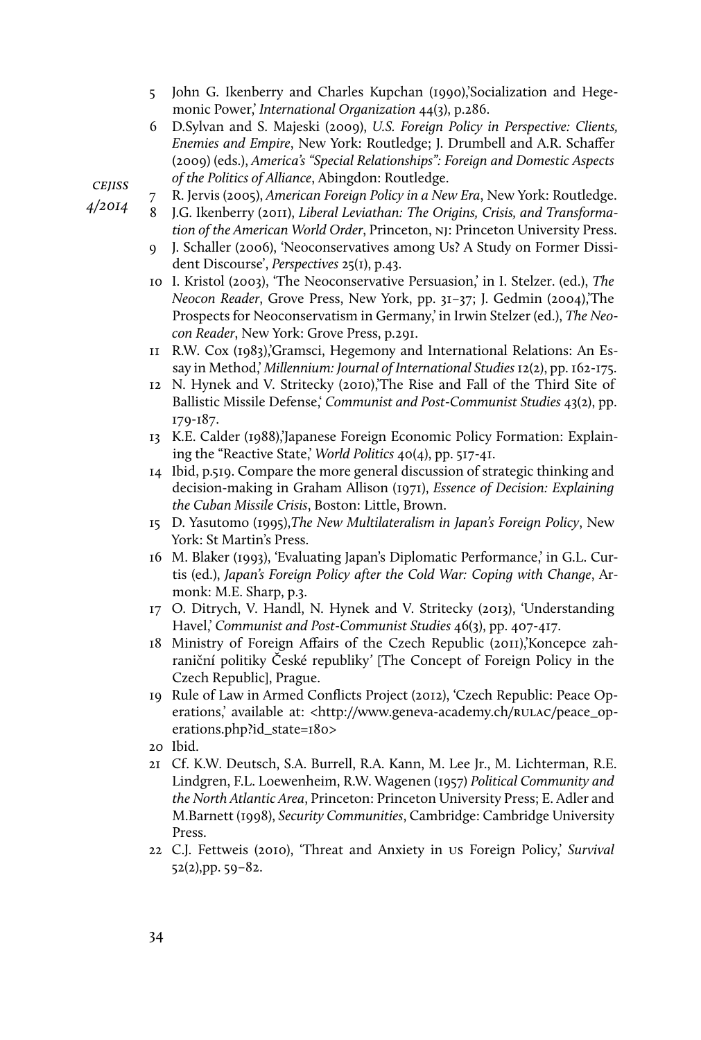5 John G. Ikenberry and Charles Kupchan (1990),'Socialization and Hegemonic Power,' *International Organization* 44(3), p.286.

6 D.Sylvan and S. Majeski (2009), *U.S. Foreign Policy in Perspective: Clients, Enemies and Empire*, New York: Routledge; J. Drumbell and A.R. Schaffer (2009) (eds.), *America's "Special Relationships": Foreign and Domestic Aspects of the Politics of Alliance*, Abingdon: Routledge.

7 R. Jervis (2005), *American Foreign Policy in a New Era*, New York: Routledge.

8 J.G. Ikenberry (2011), *Liberal Leviathan: The Origins, Crisis, and Transformation of the American World Order*, Princeton, NJ: Princeton University Press.

9 J. Schaller (2006), 'Neoconservatives among Us? A Study on Former Dissident Discourse', *Perspectives* 25(1), p.43.

10 I. Kristol (2003), 'The Neoconservative Persuasion,' in I. Stelzer. (ed.), *The Neocon Reader*, Grove Press, New York, pp. 31–37; J. Gedmin (2004),'The Prospects for Neoconservatism in Germany,' in Irwin Stelzer (ed.), *The Neocon Reader*, New York: Grove Press, p.291.

11 R.W. Cox (1983),'Gramsci, Hegemony and International Relations: An Essay in Method,' *Millennium: Journal of International Studies* 12(2), pp. 162-175.

12 N. Hynek and V. Stritecky (2010),'The Rise and Fall of the Third Site of Ballistic Missile Defense,' *Communist and Post-Communist Studies* 43(2), pp. 179-187.

13 K.E. Calder (1988),'Japanese Foreign Economic Policy Formation: Explaining the "Reactive State,' *World Politics* 40(4), pp. 517-41.

14 Ibid, p.519. Compare the more general discussion of strategic thinking and decision-making in Graham Allison (1971), *Essence of Decision: Explaining the Cuban Missile Crisis*, Boston: Little, Brown.

15 D. Yasutomo (1995),*The New Multilateralism in Japan's Foreign Policy*, New York: St Martin's Press.

16 M. Blaker (1993), 'Evaluating Japan's Diplomatic Performance,' in G.L. Curtis (ed.), *Japan's Foreign Policy after the Cold War: Coping with Change*, Armonk: M.E. Sharp, p.3.

17 O. Ditrych, V. Handl, N. Hynek and V. Stritecky (2013), 'Understanding Havel,' *Communist and Post-Communist Studies* 46(3), pp. 407-417.

18 Ministry of Foreign Affairs of the Czech Republic (2011),'Koncepce zahraniční politiky České republiky' [The Concept of Foreign Policy in the Czech Republic], Prague.

19 Rule of Law in Armed Conflicts Project (2012), 'Czech Republic: Peace Operations,' available at: <http://www.geneva-academy.ch/RULAC/peace_operations.php?id_state=180>

20 Ibid.

21 Cf. K.W. Deutsch, S.A. Burrell, R.A. Kann, M. Lee Jr., M. Lichterman, R.E. Lindgren, F.L. Loewenheim, R.W. Wagenen (1957) *Political Community and the North Atlantic Area*, Princeton: Princeton University Press; E. Adler and M.Barnett (1998), *Security Communities*, Cambridge: Cambridge University Press.

22 C.J. Fettweis (2010), 'Threat and Anxiety in US Foreign Policy,' *Survival* 52(2),pp. 59–82.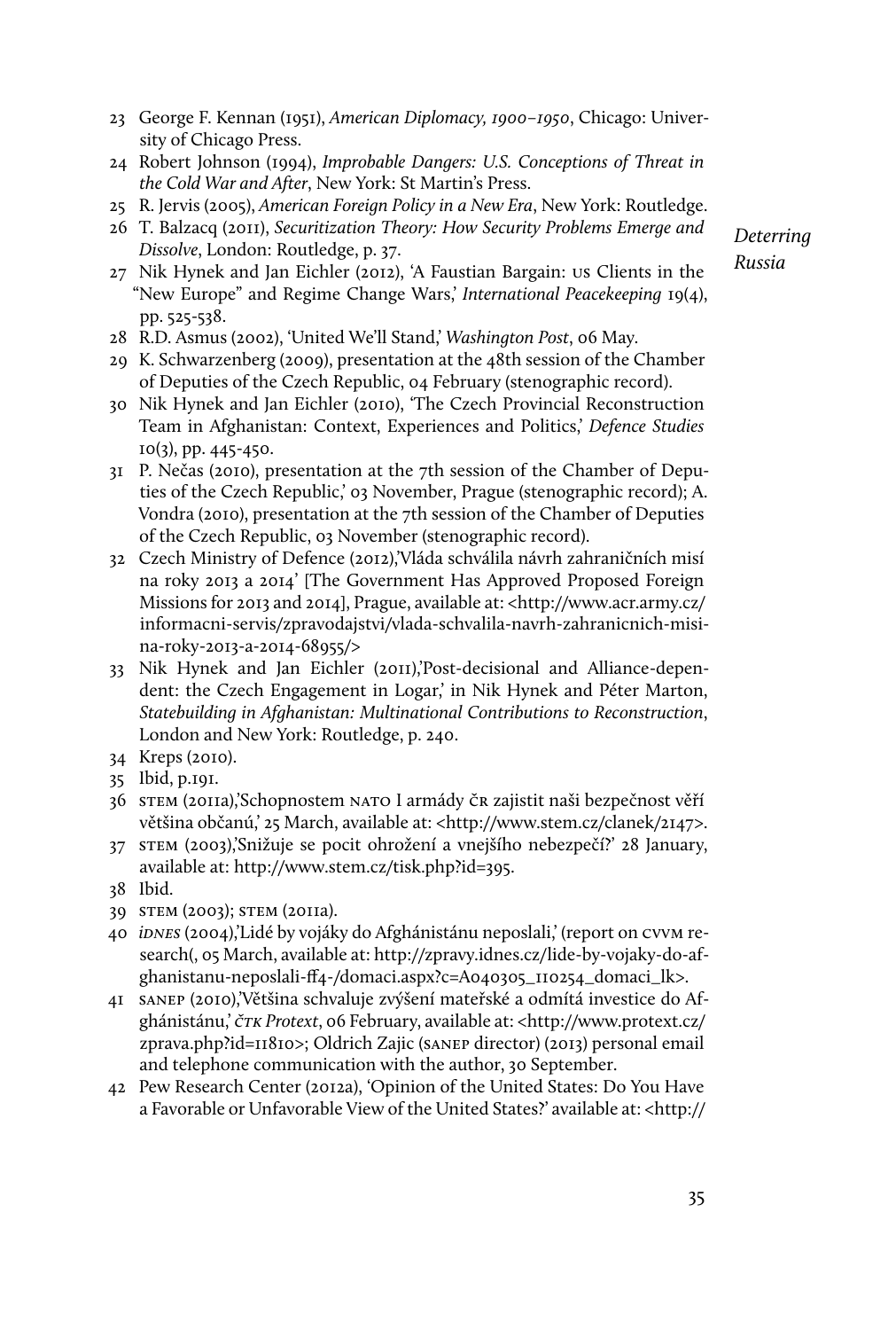23 George F. Kennan (1951), *American Diplomacy, 1900–1950*, Chicago: University of Chicago Press.

24 Robert Johnson (1994), *Improbable Dangers: U.S. Conceptions of Threat in the Cold War and After*, New York: St Martin's Press.

25 R. Jervis (2005), *American Foreign Policy in a New Era*, New York: Routledge.

26 T. Balzacq (2011), *Securitization Theory: How Security Problems Emerge and Dissolve*, London: Routledge, p. 37.

27 Nik Hynek and Jan Eichler (2012), 'A Faustian Bargain: US Clients in the "New Europe" and Regime Change Wars,' *International Peacekeeping* 19(4), pp. 525-538.

28 R.D. Asmus (2002), 'United We'll Stand,' *Washington Post*, 06 May.

29 K. Schwarzenberg (2009), presentation at the 48th session of the Chamber of Deputies of the Czech Republic, 04 February (stenographic record).

30 Nik Hynek and Jan Eichler (2010), 'The Czech Provincial Reconstruction Team in Afghanistan: Context, Experiences and Politics,' *Defence Studies* 10(3), pp. 445-450.

31 P. Nečas (2010), presentation at the 7th session of the Chamber of Deputies of the Czech Republic,' 03 November, Prague (stenographic record); A. Vondra (2010), presentation at the 7th session of the Chamber of Deputies of the Czech Republic, 03 November (stenographic record).

32 Czech Ministry of Defence (2012),'Vláda schválila návrh zahraničních misí na roky 2013 a 2014' [The Government Has Approved Proposed Foreign Missions for 2013 and 2014], Prague, available at: <http://www.acr.army.cz/informacni-servis/zpravodajstvi/vlada-schvalila-navrh-zahranicnich-misi-na-roky-2013-a-2014-68955/>

33 Nik Hynek and Jan Eichler (2011),'Post-decisional and Alliance-dependent: the Czech Engagement in Logar,' in Nik Hynek and Péter Marton, *Statebuilding in Afghanistan: Multinational Contributions to Reconstruction*, London and New York: Routledge, p. 240.

34 Kreps (2010).

35 Ibid, p.191.

36 STEM (2011a),'Schopnostem NATO I armády ČR zajistit naši bezpečnost věří většina občanú,' 25 March, available at: <http://www.stem.cz/clanek/2147>.

37 STEM (2003),'Snižuje se pocit ohrožení a vnejšího nebezpečí?' 28 January, available at: http://www.stem.cz/tisk.php?id=395.

38 Ibid.

39 STEM (2003); STEM (2011a).

40 *iDNES* (2004),'Lidé by vojáky do Afghánistánu neposlali,' (report on CVVM research(, 05 March, available at: http://zpravy.idnes.cz/lide-by-vojaky-do-afghanistanu-neposlali-ff4-/domaci.aspx?c=A040305_110254_domaci_lk>.

41 SANEP (2010),'Většina schvaluje zvýšení mateřské a odmítá investice do Afghánistánu,' *ČTK Protext*, 06 February, available at: <http://www.protext.cz/zprava.php?id=11810>; Oldrich Zajic (SANEP director) (2013) personal email and telephone communication with the author, 30 September.

42 Pew Research Center (2012a), 'Opinion of the United States: Do You Have a Favorable or Unfavorable View of the United States?' available at: <http://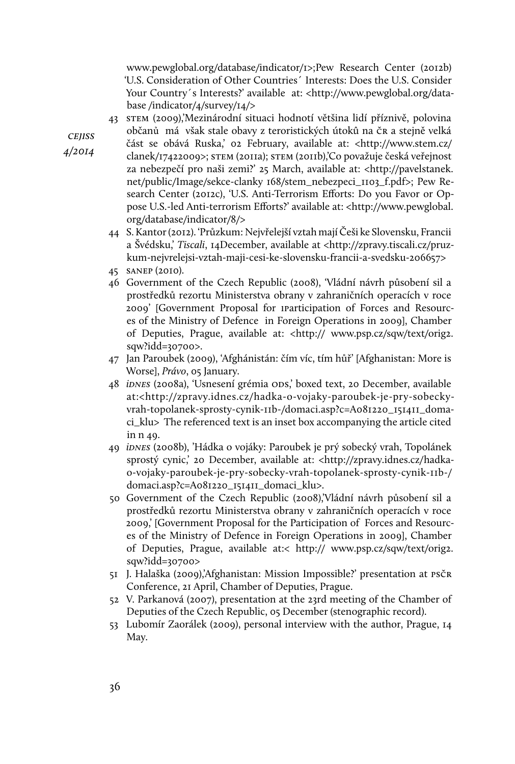www.pewglobal.org/database/indicator/1>;Pew Research Center (2012b) 'U.S. Consideration of Other Countries´ Interests: Does the U.S. Consider Your Country´s Interests?' available at: <http://www.pewglobal.org/database /indicator/4/survey/14/>

43 STEM (2009),'Mezinárodní situaci hodnotí většina lidí příznivě, polovina občanů má však stale obavy z teroristických útoků na ČR a stejně velká část se obává Ruska,' 02 February, available at: <http://www.stem.cz/clanek/17422009>; STEM (2011a); STEM (2011b),'Co považuje česká veřejnost za nebezpečí pro naši zemi?' 25 March, available at: <http://pavelstanek.net/public/Image/sekce-clanky 168/stem_nebezpeci_1103_f.pdf>; Pew Research Center (2012c), 'U.S. Anti-Terrorism Efforts: Do you Favor or Oppose U.S.-led Anti-terrorism Efforts?' available at: <http://www.pewglobal.org/database/indicator/8/>

44 S. Kantor (2012). 'Průzkum: Nejvřelejší vztah mají Češi ke Slovensku, Francii a Švédsku,' *Tiscali*, 14December, available at <http://zpravy.tiscali.cz/pruzkum-nejvrelejsi-vztah-maji-cesi-ke-slovensku-francii-a-svedsku-206657>

45 SANEP (2010).

46 Government of the Czech Republic (2008), 'Vládní návrh působení sil a prostředků rezortu Ministerstva obrany v zahraničních operacích v roce 2009' [Government Proposal for 1participation of Forces and Resources of the Ministry of Defence in Foreign Operations in 2009], Chamber of Deputies, Prague, available at: <http:// www.psp.cz/sqw/text/orig2.sqw?idd=30700>.

47 Jan Paroubek (2009), 'Afghánistán: čím víc, tím hůř' [Afghanistan: More is Worse], *Právo*, 05 January.

48 *iDNES* (2008a), 'Usnesení grémia ODS,' boxed text, 20 December, available at:<http://zpravy.idnes.cz/hadka-o-vojaky-paroubek-je-pry-sobecky-vrah-topolanek-sprosty-cynik-11b-/domaci.asp?c=A081220_151411_domaci_klu> The referenced text is an inset box accompanying the article cited in n 49.

49 *iDNES* (2008b), 'Hádka o vojáky: Paroubek je prý sobecký vrah, Topolánek sprostý cynic,' 20 December, available at: <http://zpravy.idnes.cz/hadka-o-vojaky-paroubek-je-pry-sobecky-vrah-topolanek-sprosty-cynik-11b-/domaci.asp?c=A081220_151411_domaci_klu>.

50 Government of the Czech Republic (2008),'Vládní návrh působení sil a prostředků rezortu Ministerstva obrany v zahraničních operacích v roce 2009,' [Government Proposal for the Participation of Forces and Resources of the Ministry of Defence in Foreign Operations in 2009], Chamber of Deputies, Prague, available at:< http:// www.psp.cz/sqw/text/orig2.sqw?idd=30700>

51 J. Halaška (2009),'Afghanistan: Mission Impossible?' presentation at PSČR Conference, 21 April, Chamber of Deputies, Prague.

52 V. Parkanová (2007), presentation at the 23rd meeting of the Chamber of Deputies of the Czech Republic, 05 December (stenographic record).

53 Lubomír Zaorálek (2009), personal interview with the author, Prague, 14 May.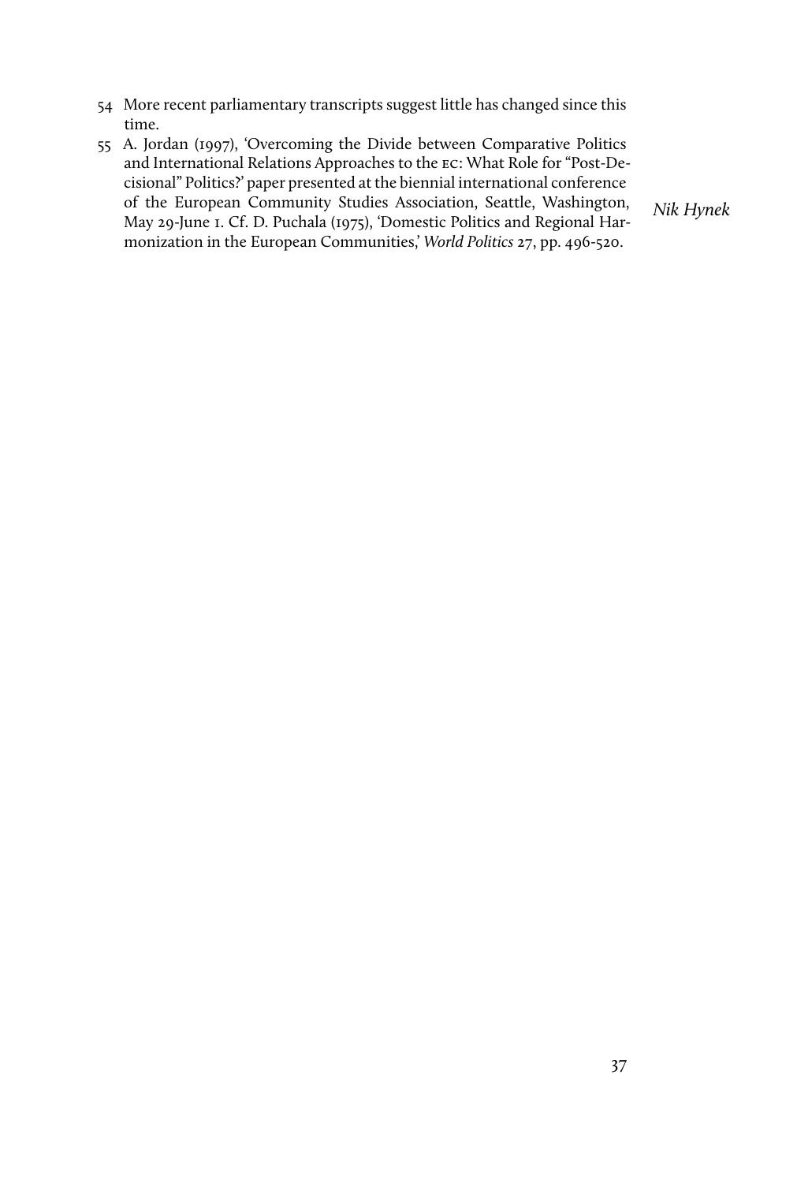54 More recent parliamentary transcripts suggest little has changed since this time.

55 A. Jordan (1997), 'Overcoming the Divide between Comparative Politics and International Relations Approaches to the EC: What Role for "Post-Decisional" Politics?' paper presented at the biennial international conference of the European Community Studies Association, Seattle, Washington, May 29-June 1. Cf. D. Puchala (1975), 'Domestic Politics and Regional Harmonization in the European Communities,' *World Politics* 27, pp. 496-520.